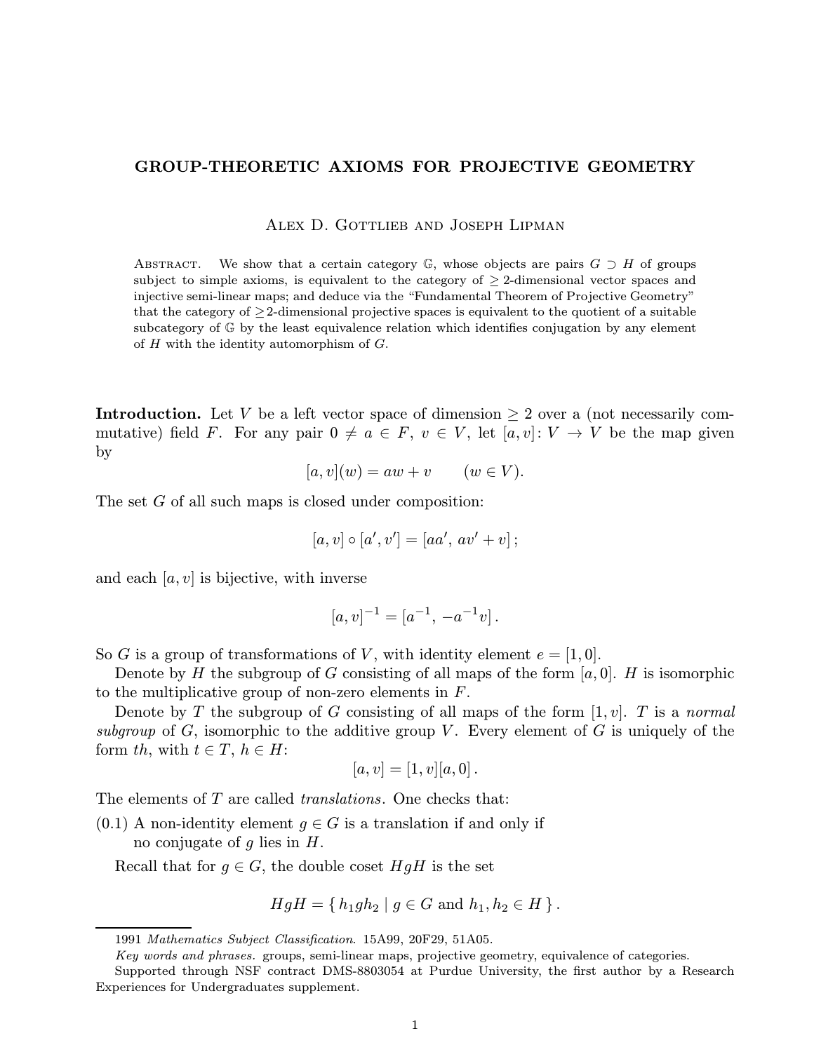# GROUP-THEORETIC AXIOMS FOR PROJECTIVE GEOMETRY

Alex D. Gottlieb and Joseph Lipman

Abstract. We show that a certain category $\mathbb{G}$, whose objects are pairs $G \supset H$ of groups subject to simple axioms, is equivalent to the category of $\geq 2$-dimensional vector spaces and injective semi-linear maps; and deduce via the "Fundamental Theorem of Projective Geometry" that the category of $\geq 2$-dimensional projective spaces is equivalent to the quotient of a suitable subcategory of $\mathbb{G}$ by the least equivalence relation which identifies conjugation by any element of $H$ with the identity automorphism of $G$.

**Introduction.** Let $V$ be a left vector space of dimension $\geq 2$ over a (not necessarily commutative) field $F$. For any pair $0 \neq a \in F$, $v \in V$, let $[a, v]\colon V \to V$ be the map given by

$$[a, v](w) = aw + v \qquad (w \in V).$$

The set $G$ of all such maps is closed under composition:

$$[a, v] \circ [a', v'] = [aa',\ av' + v]\,;$$

and each $[a, v]$ is bijective, with inverse

$$[a, v]^{-1} = [a^{-1},\ -a^{-1}v]\,.$$

So $G$ is a group of transformations of $V$, with identity element $e = [1, 0]$.

Denote by $H$ the subgroup of $G$ consisting of all maps of the form $[a, 0]$. $H$ is isomorphic to the multiplicative group of non-zero elements in $F$.

Denote by $T$ the subgroup of $G$ consisting of all maps of the form $[1, v]$. $T$ is a *normal subgroup* of $G$, isomorphic to the additive group $V$. Every element of $G$ is uniquely of the form $th$, with $t \in T$, $h \in H$:

$$[a, v] = [1, v][a, 0]\,.$$

The elements of $T$ are called *translations*. One checks that:

(0.1) A non-identity element $g \in G$ is a translation if and only if no conjugate of $g$ lies in $H$.

Recall that for $g \in G$, the double coset $HgH$ is the set

$$HgH = \{\, h_1 g h_2 \mid g \in G \text{ and } h_1, h_2 \in H \,\}\,.$$

1991 *Mathematics Subject Classification.* 15A99, 20F29, 51A05.

*Key words and phrases.* groups, semi-linear maps, projective geometry, equivalence of categories.

Supported through NSF contract DMS-8803054 at Purdue University, the first author by a Research Experiences for Undergraduates supplement.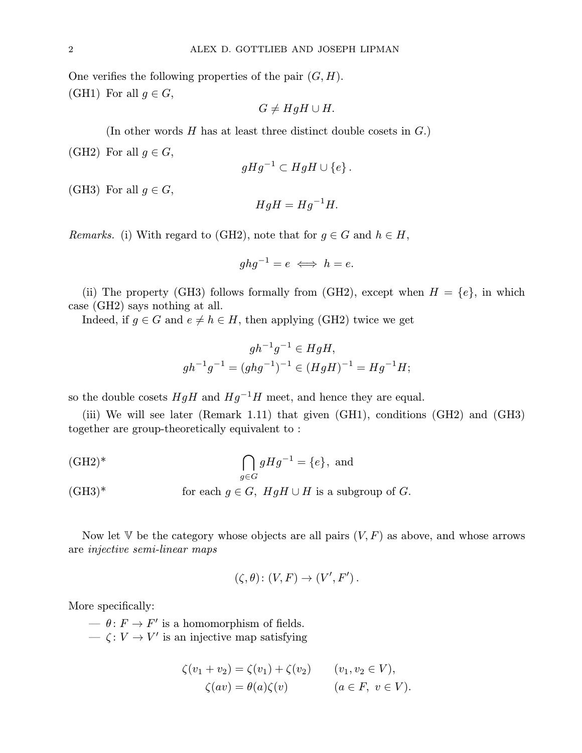One verifies the following properties of the pair $(G, H)$.

(GH1) For all $g \in G$,

$$G \neq HgH \cup H.$$

(In other words $H$ has at least three distinct double cosets in $G$.)

(GH2) For all $g \in G$,

$$gHg^{-1} \subset HgH \cup \{e\}.$$

(GH3) For all $g \in G$,

$$HgH = Hg^{-1}H.$$

*Remarks.* (i) With regard to (GH2), note that for $g \in G$ and $h \in H$,

$$ghg^{-1} = e \iff h = e.$$

(ii) The property (GH3) follows formally from (GH2), except when $H = \{e\}$, in which case (GH2) says nothing at all.

Indeed, if $g \in G$ and $e \neq h \in H$, then applying (GH2) twice we get

$$\begin{aligned} gh^{-1}g^{-1} &\in HgH, \\ gh^{-1}g^{-1} = (ghg^{-1})^{-1} &\in (HgH)^{-1} = Hg^{-1}H; \end{aligned}$$

so the double cosets $HgH$ and $Hg^{-1}H$ meet, and hence they are equal.

(iii) We will see later (Remark 1.11) that given (GH1), conditions (GH2) and (GH3) together are group-theoretically equivalent to :

(GH2)* $$\bigcap_{g \in G} gHg^{-1} = \{e\}, \text{ and}$$

(GH3)* for each $g \in G$, $HgH \cup H$ is a subgroup of $G$.

Now let $\mathbb{V}$ be the category whose objects are all pairs $(V, F)$ as above, and whose arrows are *injective semi-linear maps*

$$(\zeta, \theta) \colon (V, F) \to (V', F').$$

More specifically:

— $\theta \colon F \to F'$ is a homomorphism of fields.

— $\zeta \colon V \to V'$ is an injective map satisfying

$$\begin{aligned} \zeta(v_1 + v_2) &= \zeta(v_1) + \zeta(v_2) \qquad (v_1, v_2 \in V), \\ \zeta(av) &= \theta(a)\zeta(v) \qquad (a \in F,\ v \in V). \end{aligned}$$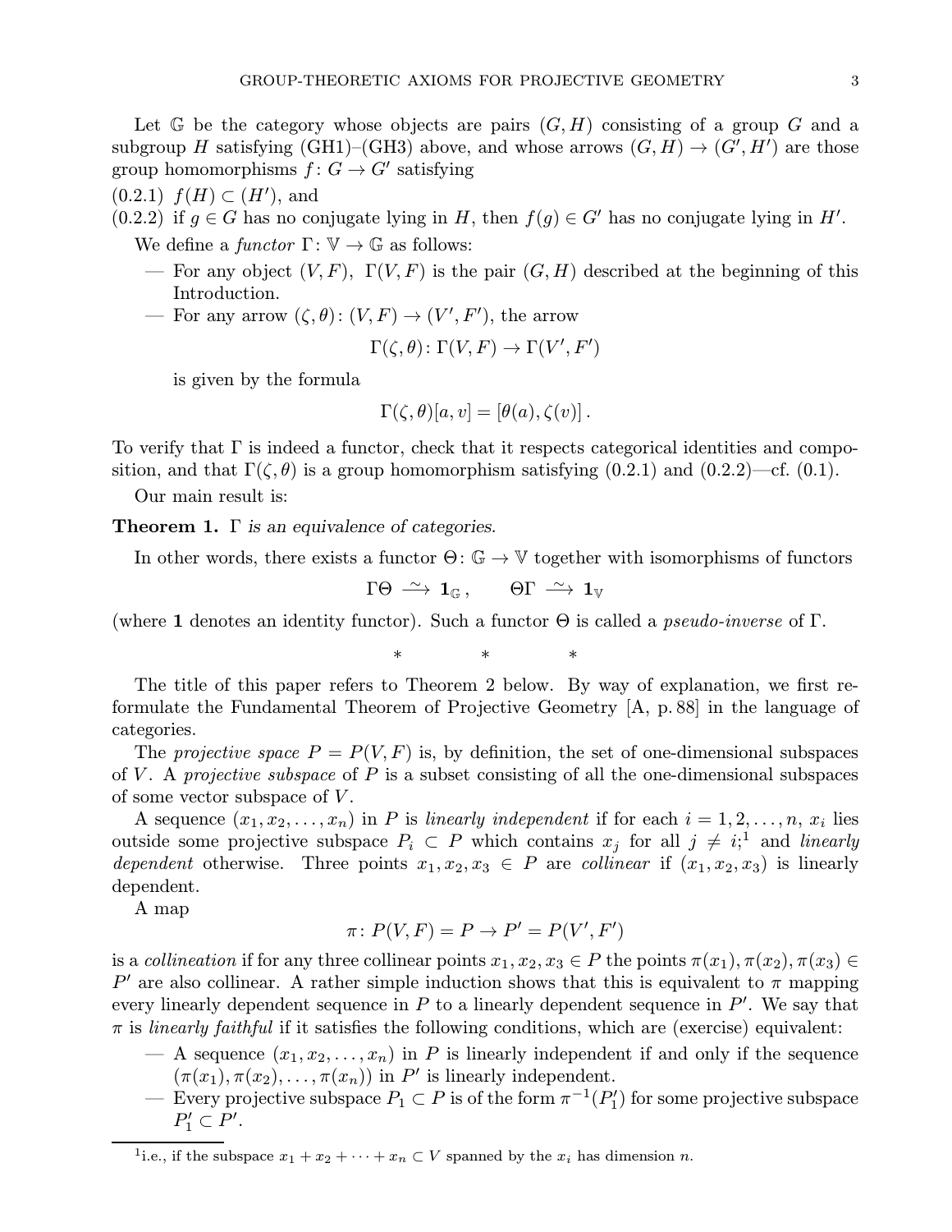Let $\mathbb{G}$ be the category whose objects are pairs $(G, H)$ consisting of a group $G$ and a subgroup $H$ satisfying (GH1)–(GH3) above, and whose arrows $(G, H) \to (G', H')$ are those group homomorphisms $f\colon G \to G'$ satisfying

(0.2.1) $f(H) \subset (H')$, and

(0.2.2) if $g \in G$ has no conjugate lying in $H$, then $f(g) \in G'$ has no conjugate lying in $H'$.

We define a *functor* $\Gamma\colon \mathbb{V} \to \mathbb{G}$ as follows:

- For any object $(V, F)$, $\Gamma(V, F)$ is the pair $(G, H)$ described at the beginning of this Introduction.
- For any arrow $(\zeta, \theta)\colon (V, F) \to (V', F')$, the arrow

$$\Gamma(\zeta, \theta)\colon \Gamma(V, F) \to \Gamma(V', F')$$

is given by the formula

$$\Gamma(\zeta, \theta)[a, v] = [\theta(a), \zeta(v)]\,.$$

To verify that $\Gamma$ is indeed a functor, check that it respects categorical identities and composition, and that $\Gamma(\zeta, \theta)$ is a group homomorphism satisfying (0.2.1) and (0.2.2)—cf. (0.1).

Our main result is:

**Theorem 1.** *$\Gamma$ is an equivalence of categories.*

In other words, there exists a functor $\Theta\colon \mathbb{G} \to \mathbb{V}$ together with isomorphisms of functors

$$\Gamma\Theta \xrightarrow{\sim} \mathbf{1}_{\mathbb{G}}\,, \qquad \Theta\Gamma \xrightarrow{\sim} \mathbf{1}_{\mathbb{V}}$$

(where $\mathbf{1}$ denotes an identity functor). Such a functor $\Theta$ is called a *pseudo-inverse* of $\Gamma$.

\* \* \*

The title of this paper refers to Theorem 2 below. By way of explanation, we first reformulate the Fundamental Theorem of Projective Geometry [A, p. 88] in the language of categories.

The *projective space* $P = P(V, F)$ is, by definition, the set of one-dimensional subspaces of $V$. A *projective subspace* of $P$ is a subset consisting of all the one-dimensional subspaces of some vector subspace of $V$.

A sequence $(x_1, x_2, \ldots, x_n)$ in $P$ is *linearly independent* if for each $i = 1, 2, \ldots, n$, $x_i$ lies outside some projective subspace $P_i \subset P$ which contains $x_j$ for all $j \neq i$;[1] and *linearly dependent* otherwise. Three points $x_1, x_2, x_3 \in P$ are *collinear* if $(x_1, x_2, x_3)$ is linearly dependent.

A map

$$\pi\colon P(V, F) = P \to P' = P(V', F')$$

is a *collineation* if for any three collinear points $x_1, x_2, x_3 \in P$ the points $\pi(x_1), \pi(x_2), \pi(x_3) \in P'$ are also collinear. A rather simple induction shows that this is equivalent to $\pi$ mapping every linearly dependent sequence in $P$ to a linearly dependent sequence in $P'$. We say that $\pi$ is *linearly faithful* if it satisfies the following conditions, which are (exercise) equivalent:

- A sequence $(x_1, x_2, \ldots, x_n)$ in $P$ is linearly independent if and only if the sequence $(\pi(x_1), \pi(x_2), \ldots, \pi(x_n))$ in $P'$ is linearly independent.
- Every projective subspace $P_1 \subset P$ is of the form $\pi^{-1}(P_1')$ for some projective subspace $P_1' \subset P'$.

[1] i.e., if the subspace $x_1 + x_2 + \cdots + x_n \subset V$ spanned by the $x_i$ has dimension $n$.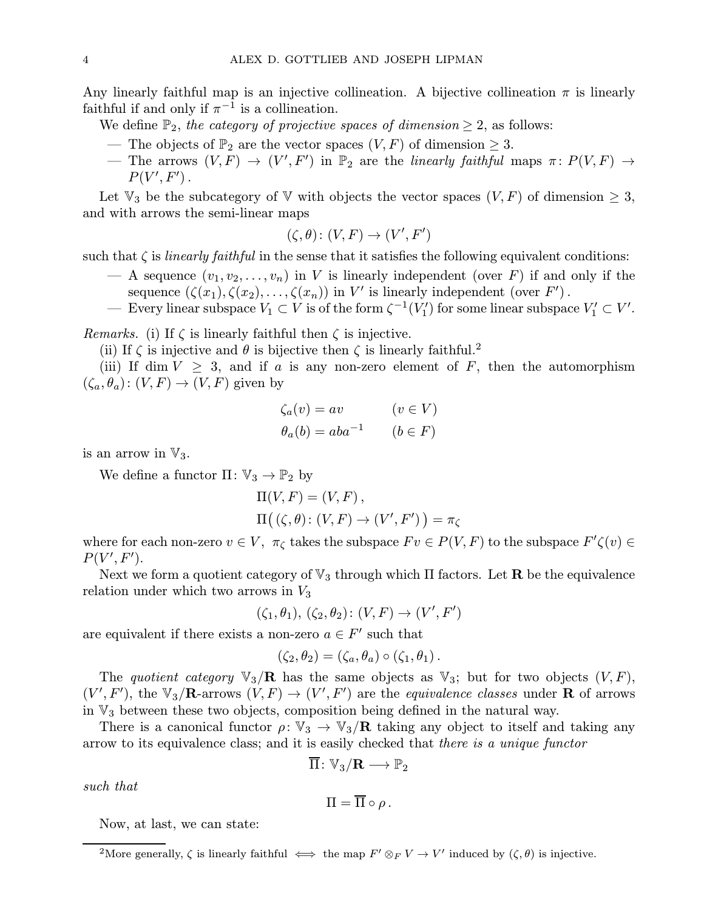Any linearly faithful map is an injective collineation. A bijective collineation $\pi$ is linearly faithful if and only if $\pi^{-1}$ is a collineation.

We define $\mathbb{P}_2$, *the category of projective spaces of dimension* $\geq 2$, as follows:

- The objects of $\mathbb{P}_2$ are the vector spaces $(V, F)$ of dimension $\geq 3$.
- The arrows $(V, F) \to (V', F')$ in $\mathbb{P}_2$ are the *linearly faithful* maps $\pi\colon P(V, F) \to P(V', F')$.

Let $\mathbb{V}_3$ be the subcategory of $\mathbb{V}$ with objects the vector spaces $(V, F)$ of dimension $\geq 3$, and with arrows the semi-linear maps

$$(\zeta, \theta)\colon (V, F) \to (V', F')$$

such that $\zeta$ is *linearly faithful* in the sense that it satisfies the following equivalent conditions:

- A sequence $(v_1, v_2, \dots, v_n)$ in $V$ is linearly independent (over $F$) if and only if the sequence $(\zeta(x_1), \zeta(x_2), \dots, \zeta(x_n))$ in $V'$ is linearly independent (over $F'$).
- Every linear subspace $V_1 \subset V$ is of the form $\zeta^{-1}(V_1')$ for some linear subspace $V_1' \subset V'$.

*Remarks.* (i) If $\zeta$ is linearly faithful then $\zeta$ is injective.

(ii) If $\zeta$ is injective and $\theta$ is bijective then $\zeta$ is linearly faithful.[2]

(iii) If $\dim V \geq 3$, and if $a$ is any non-zero element of $F$, then the automorphism $(\zeta_a, \theta_a)\colon (V, F) \to (V, F)$ given by

$$\zeta_a(v) = av \qquad (v \in V)$$
$$\theta_a(b) = aba^{-1} \qquad (b \in F)$$

is an arrow in $\mathbb{V}_3$.

We define a functor $\Pi\colon \mathbb{V}_3 \to \mathbb{P}_2$ by

$$\Pi(V, F) = (V, F),$$
$$\Pi\big((\zeta, \theta)\colon (V, F) \to (V', F')\big) = \pi_\zeta$$

where for each non-zero $v \in V$, $\pi_\zeta$ takes the subspace $Fv \in P(V, F)$ to the subspace $F'\zeta(v) \in P(V', F')$.

Next we form a quotient category of $\mathbb{V}_3$ through which $\Pi$ factors. Let $\mathbf{R}$ be the equivalence relation under which two arrows in $V_3$

$$(\zeta_1, \theta_1),\ (\zeta_2, \theta_2)\colon (V, F) \to (V', F')$$

are equivalent if there exists a non-zero $a \in F'$ such that

$$(\zeta_2, \theta_2) = (\zeta_a, \theta_a) \circ (\zeta_1, \theta_1).$$

The *quotient category* $\mathbb{V}_3/\mathbf{R}$ has the same objects as $\mathbb{V}_3$; but for two objects $(V, F)$, $(V', F')$, the $\mathbb{V}_3/\mathbf{R}$-arrows $(V, F) \to (V', F')$ are the *equivalence classes* under $\mathbf{R}$ of arrows in $\mathbb{V}_3$ between these two objects, composition being defined in the natural way.

There is a canonical functor $\rho\colon \mathbb{V}_3 \to \mathbb{V}_3/\mathbf{R}$ taking any object to itself and taking any arrow to its equivalence class; and it is easily checked that *there is a unique functor*

$$\overline{\Pi}\colon \mathbb{V}_3/\mathbf{R} \longrightarrow \mathbb{P}_2$$

*such that*

$$\Pi = \overline{\Pi} \circ \rho.$$

Now, at last, we can state:

---

[2] More generally, $\zeta$ is linearly faithful $\iff$ the map $F' \otimes_F V \to V'$ induced by $(\zeta, \theta)$ is injective.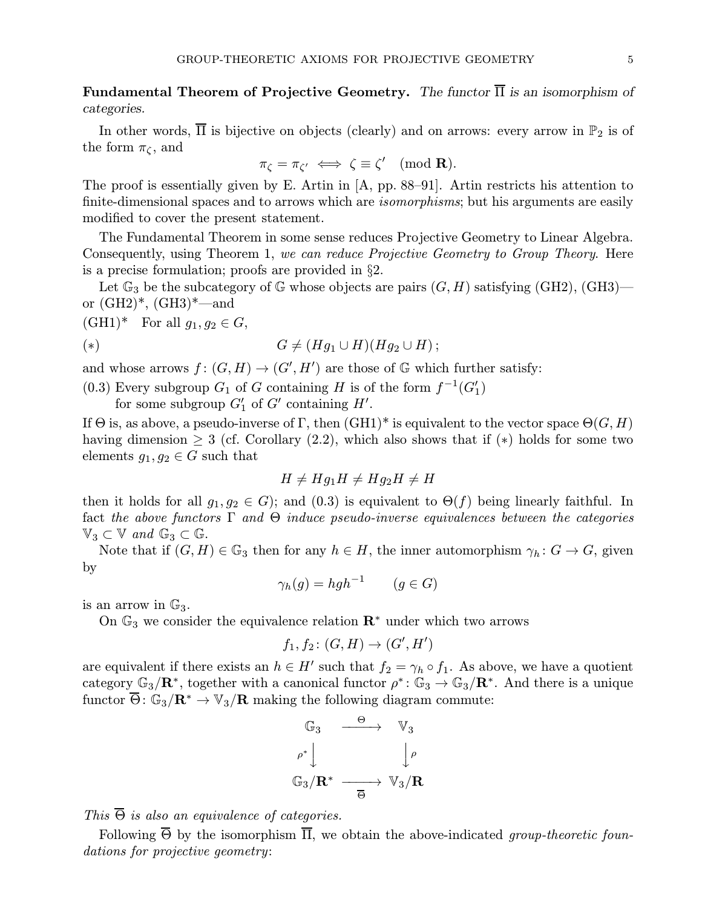**Fundamental Theorem of Projective Geometry.** *The functor $\overline{\Pi}$ is an isomorphism of categories.*

In other words, $\overline{\Pi}$ is bijective on objects (clearly) and on arrows: every arrow in $\mathbb{P}_2$ is of the form $\pi_\zeta$, and

$$\pi_\zeta = \pi_{\zeta'} \iff \zeta \equiv \zeta' \pmod{\mathbf{R}}.$$

The proof is essentially given by E. Artin in [A, pp. 88–91]. Artin restricts his attention to finite-dimensional spaces and to arrows which are *isomorphisms*; but his arguments are easily modified to cover the present statement.

The Fundamental Theorem in some sense reduces Projective Geometry to Linear Algebra. Consequently, using Theorem 1, *we can reduce Projective Geometry to Group Theory*. Here is a precise formulation; proofs are provided in §2.

Let $\mathbb{G}_3$ be the subcategory of $\mathbb{G}$ whose objects are pairs $(G, H)$ satisfying (GH2), (GH3)—or (GH2)*, (GH3)*—and

(GH1)* For all $g_1, g_2 \in G$,

$$(*) \qquad G \neq (Hg_1 \cup H)(Hg_2 \cup H)\,;$$

and whose arrows $f\colon (G, H) \to (G', H')$ are those of $\mathbb{G}$ which further satisfy:

(0.3) Every subgroup $G_1$ of $G$ containing $H$ is of the form $f^{-1}(G_1')$ for some subgroup $G_1'$ of $G'$ containing $H'$.

If $\Theta$ is, as above, a pseudo-inverse of $\Gamma$, then (GH1)* is equivalent to the vector space $\Theta(G, H)$ having dimension $\geq 3$ (cf. Corollary (2.2), which also shows that if $(*)$ holds for some two elements $g_1, g_2 \in G$ such that

$$H \neq Hg_1H \neq Hg_2H \neq H$$

then it holds for all $g_1, g_2 \in G$); and (0.3) is equivalent to $\Theta(f)$ being linearly faithful. In fact *the above functors $\Gamma$ and $\Theta$ induce pseudo-inverse equivalences between the categories $\mathbb{V}_3 \subset \mathbb{V}$ and $\mathbb{G}_3 \subset \mathbb{G}$.*

Note that if $(G, H) \in \mathbb{G}_3$ then for any $h \in H$, the inner automorphism $\gamma_h\colon G \to G$, given by

$$\gamma_h(g) = hgh^{-1} \qquad (g \in G)$$

is an arrow in $\mathbb{G}_3$.

On $\mathbb{G}_3$ we consider the equivalence relation $\mathbf{R}^*$ under which two arrows

$$f_1, f_2\colon (G, H) \to (G', H')$$

are equivalent if there exists an $h \in H'$ such that $f_2 = \gamma_h \circ f_1$. As above, we have a quotient category $\mathbb{G}_3/\mathbf{R}^*$, together with a canonical functor $\rho^*\colon \mathbb{G}_3 \to \mathbb{G}_3/\mathbf{R}^*$. And there is a unique functor $\overline{\Theta}\colon \mathbb{G}_3/\mathbf{R}^* \to \mathbb{V}_3/\mathbf{R}$ making the following diagram commute:

$$\begin{array}{ccc}
\mathbb{G}_3 & \xrightarrow{\ \Theta\ } & \mathbb{V}_3 \\
{\scriptstyle \rho^*}\big\downarrow & & \big\downarrow{\scriptstyle \rho} \\
\mathbb{G}_3/\mathbf{R}^* & \xrightarrow[\ \overline{\Theta}\ ]{} & \mathbb{V}_3/\mathbf{R}
\end{array}$$

*This $\overline{\Theta}$ is also an equivalence of categories.*

Following $\overline{\Theta}$ by the isomorphism $\overline{\Pi}$, we obtain the above-indicated *group-theoretic foundations for projective geometry*: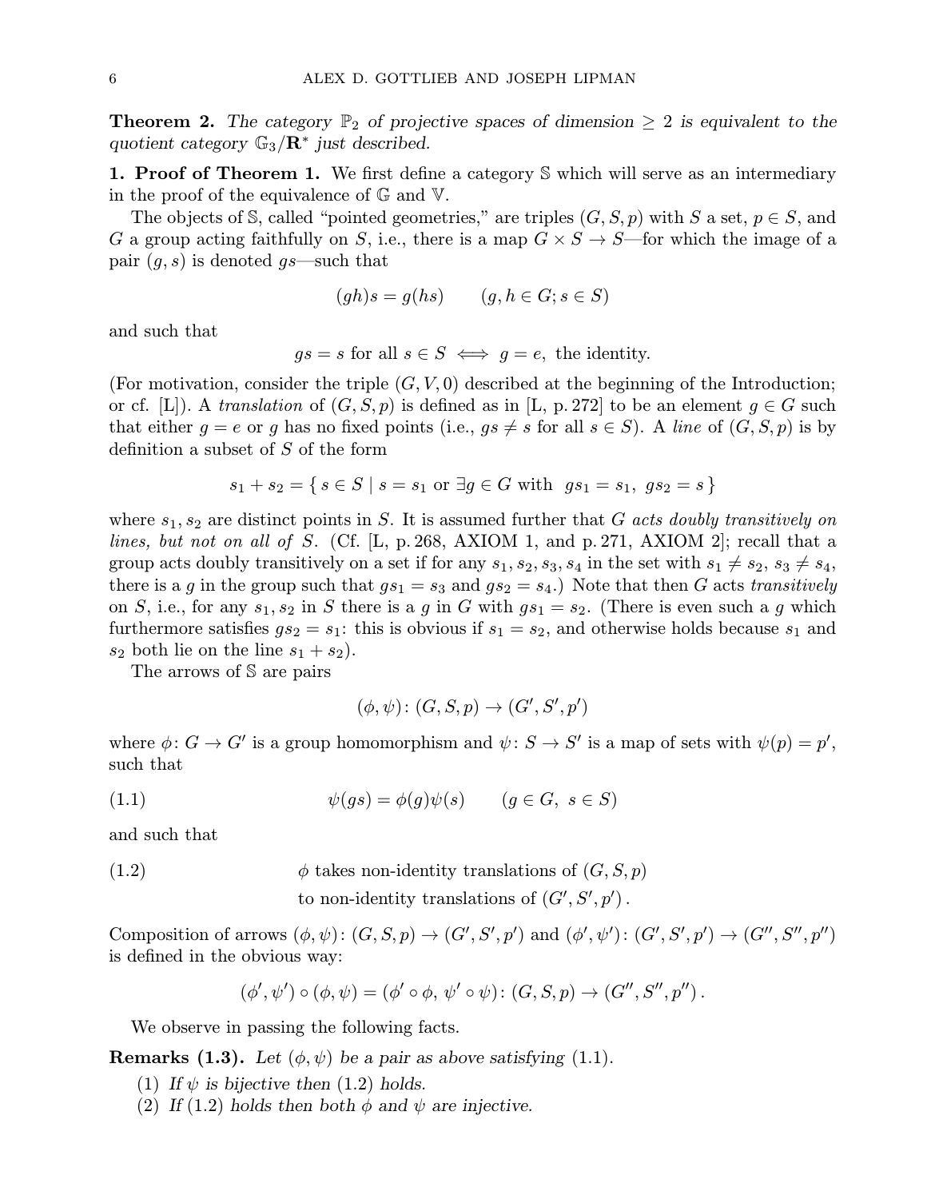**Theorem 2.** *The category $\mathbb{P}_2$ of projective spaces of dimension $\geq 2$ is equivalent to the quotient category $\mathbb{G}_3/\mathbf{R}^*$ just described.*

**1. Proof of Theorem 1.** We first define a category $\mathbb{S}$ which will serve as an intermediary in the proof of the equivalence of $\mathbb{G}$ and $\mathbb{V}$.

The objects of $\mathbb{S}$, called "pointed geometries," are triples $(G, S, p)$ with $S$ a set, $p \in S$, and $G$ a group acting faithfully on $S$, i.e., there is a map $G \times S \to S$—for which the image of a pair $(g, s)$ is denoted $gs$—such that

$$(gh)s = g(hs) \qquad (g, h \in G; s \in S)$$

and such that

$$gs = s \text{ for all } s \in S \iff g = e, \text{ the identity.}$$

(For motivation, consider the triple $(G, V, 0)$ described at the beginning of the Introduction; or cf. [L]). A *translation* of $(G, S, p)$ is defined as in [L, p. 272] to be an element $g \in G$ such that either $g = e$ or $g$ has no fixed points (i.e., $gs \neq s$ for all $s \in S$). A *line* of $(G, S, p)$ is by definition a subset of $S$ of the form

$$s_1 + s_2 = \{\, s \in S \mid s = s_1 \text{ or } \exists g \in G \text{ with } \; gs_1 = s_1, \; gs_2 = s \,\}$$

where $s_1, s_2$ are distinct points in $S$. It is assumed further that $G$ *acts doubly transitively on lines, but not on all of* $S$. (Cf. [L, p. 268, AXIOM 1, and p. 271, AXIOM 2]; recall that a group acts doubly transitively on a set if for any $s_1, s_2, s_3, s_4$ in the set with $s_1 \neq s_2$, $s_3 \neq s_4$, there is a $g$ in the group such that $gs_1 = s_3$ and $gs_2 = s_4$.) Note that then $G$ acts *transitively* on $S$, i.e., for any $s_1, s_2$ in $S$ there is a $g$ in $G$ with $gs_1 = s_2$. (There is even such a $g$ which furthermore satisfies $gs_2 = s_1$: this is obvious if $s_1 = s_2$, and otherwise holds because $s_1$ and $s_2$ both lie on the line $s_1 + s_2$).

The arrows of $\mathbb{S}$ are pairs

$$(\phi, \psi) \colon (G, S, p) \to (G', S', p')$$

where $\phi \colon G \to G'$ is a group homomorphism and $\psi \colon S \to S'$ is a map of sets with $\psi(p) = p'$, such that

$$\psi(gs) = \phi(g)\psi(s) \qquad (g \in G, \; s \in S) \tag{1.1}$$

and such that

(1.2) $\phi$ takes non-identity translations of $(G, S, p)$ to non-identity translations of $(G', S', p')$.

Composition of arrows $(\phi, \psi) \colon (G, S, p) \to (G', S', p')$ and $(\phi', \psi') \colon (G', S', p') \to (G'', S'', p'')$ is defined in the obvious way:

$$(\phi', \psi') \circ (\phi, \psi) = (\phi' \circ \phi, \; \psi' \circ \psi) \colon (G, S, p) \to (G'', S'', p'') \,.$$

We observe in passing the following facts.

**Remarks (1.3).** *Let $(\phi, \psi)$ be a pair as above satisfying* (1.1).

1. *If $\psi$ is bijective then* (1.2) *holds.*
2. *If* (1.2) *holds then both $\phi$ and $\psi$ are injective.*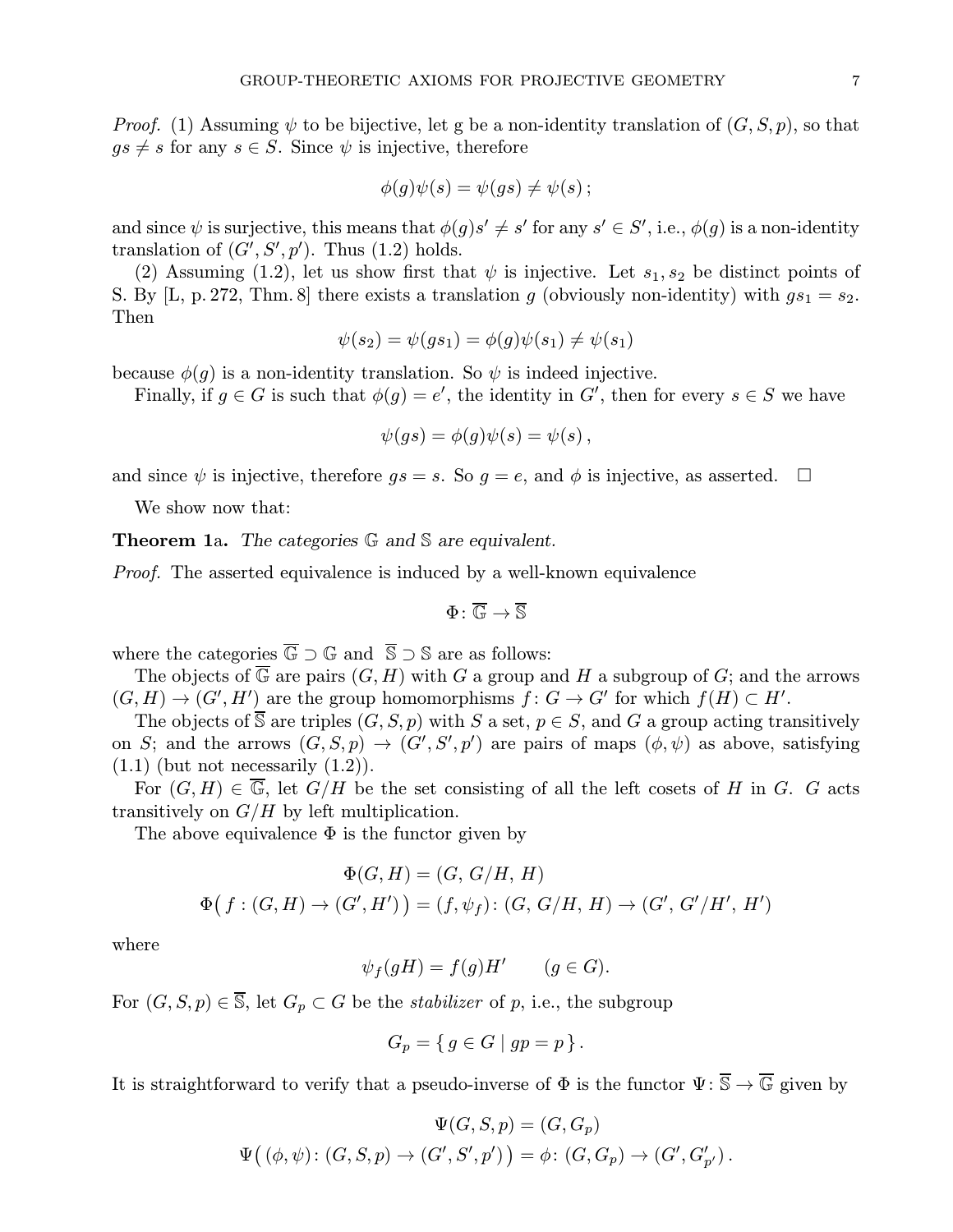*Proof.* (1) Assuming $\psi$ to be bijective, let g be a non-identity translation of $(G, S, p)$, so that $gs \neq s$ for any $s \in S$. Since $\psi$ is injective, therefore

$$\phi(g)\psi(s) = \psi(gs) \neq \psi(s)\,;$$

and since $\psi$ is surjective, this means that $\phi(g)s' \neq s'$ for any $s' \in S'$, i.e., $\phi(g)$ is a non-identity translation of $(G', S', p')$. Thus (1.2) holds.

(2) Assuming (1.2), let us show first that $\psi$ is injective. Let $s_1, s_2$ be distinct points of S. By [L, p. 272, Thm. 8] there exists a translation $g$ (obviously non-identity) with $gs_1 = s_2$. Then

$$\psi(s_2) = \psi(gs_1) = \phi(g)\psi(s_1) \neq \psi(s_1)$$

because $\phi(g)$ is a non-identity translation. So $\psi$ is indeed injective.

Finally, if $g \in G$ is such that $\phi(g) = e'$, the identity in $G'$, then for every $s \in S$ we have

$$\psi(gs) = \phi(g)\psi(s) = \psi(s)\,,$$

and since $\psi$ is injective, therefore $gs = s$. So $g = e$, and $\phi$ is injective, as asserted. $\square$

We show now that:

**Theorem 1a.** *The categories $\mathbb{G}$ and $\mathbb{S}$ are equivalent.*

*Proof.* The asserted equivalence is induced by a well-known equivalence

$$\Phi\colon \overline{\mathbb{G}} \to \overline{\mathbb{S}}$$

where the categories $\overline{\mathbb{G}} \supset \mathbb{G}$ and $\overline{\mathbb{S}} \supset \mathbb{S}$ are as follows:

The objects of $\overline{\mathbb{G}}$ are pairs $(G, H)$ with $G$ a group and $H$ a subgroup of $G$; and the arrows $(G, H) \to (G', H')$ are the group homomorphisms $f\colon G \to G'$ for which $f(H) \subset H'$.

The objects of $\overline{\mathbb{S}}$ are triples $(G, S, p)$ with $S$ a set, $p \in S$, and $G$ a group acting transitively on $S$; and the arrows $(G, S, p) \to (G', S', p')$ are pairs of maps $(\phi, \psi)$ as above, satisfying (1.1) (but not necessarily (1.2)).

For $(G, H) \in \overline{\mathbb{G}}$, let $G/H$ be the set consisting of all the left cosets of $H$ in $G$. $G$ acts transitively on $G/H$ by left multiplication.

The above equivalence $\Phi$ is the functor given by

$$\Phi(G, H) = (G,\, G/H,\, H)$$
$$\Phi\big(\, f : (G, H) \to (G', H')\,\big) = (f, \psi_f)\colon (G,\, G/H,\, H) \to (G',\, G'/H',\, H')$$

where

$$\psi_f(gH) = f(g)H' \qquad (g \in G).$$

For $(G, S, p) \in \overline{\mathbb{S}}$, let $G_p \subset G$ be the *stabilizer* of $p$, i.e., the subgroup

$$G_p = \{\, g \in G \mid gp = p \,\}\,.$$

It is straightforward to verify that a pseudo-inverse of $\Phi$ is the functor $\Psi\colon \overline{\mathbb{S}} \to \overline{\mathbb{G}}$ given by

$$\Psi(G, S, p) = (G, G_p)$$
$$\Psi\big(\,(\phi, \psi)\colon (G, S, p) \to (G', S', p')\,\big) = \phi\colon (G, G_p) \to (G', G'_{p'})\,.$$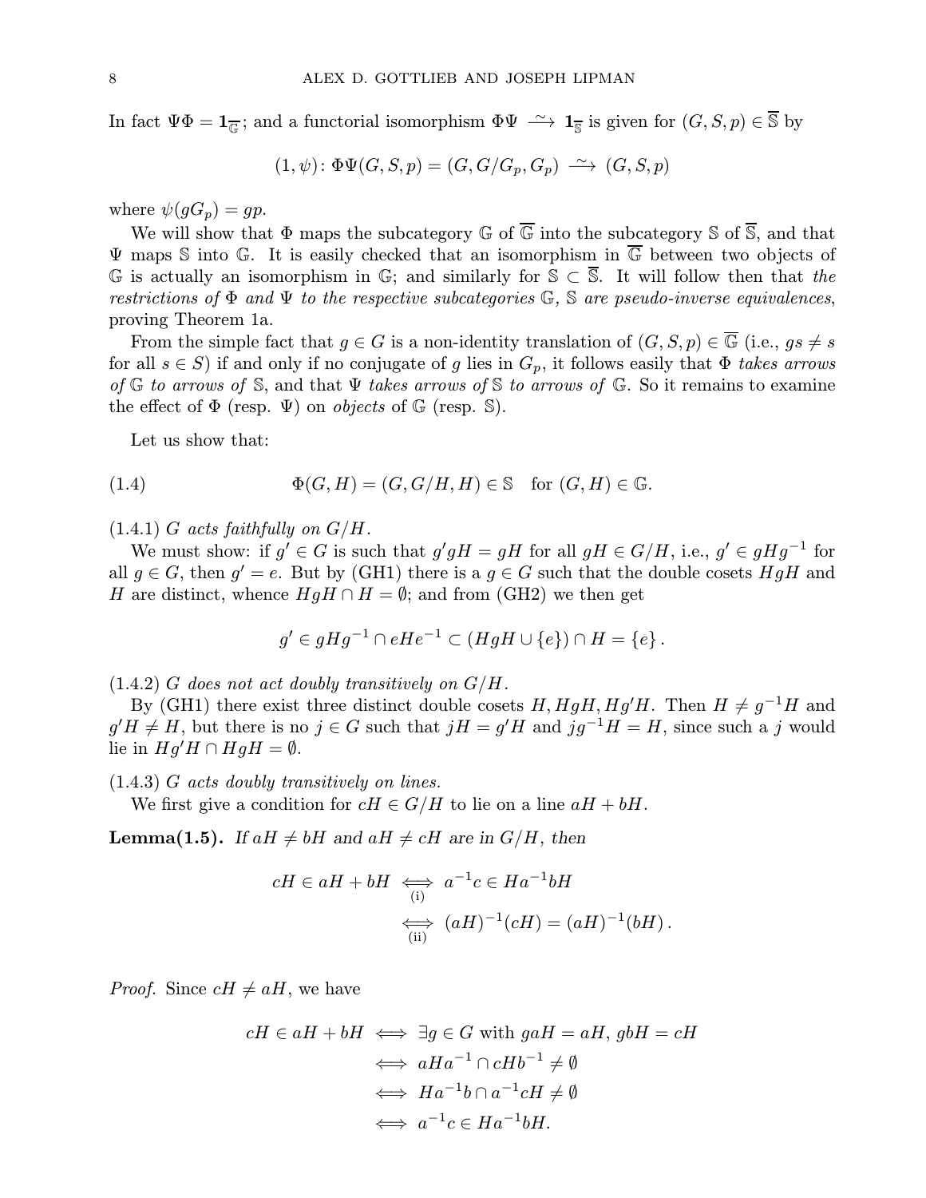In fact $\Psi\Phi = \mathbf{1}_{\overline{\mathbb{G}}}$; and a functorial isomorphism $\Phi\Psi \xrightarrow{\sim} \mathbf{1}_{\overline{\mathbb{S}}}$ is given for $(G, S, p) \in \overline{\mathbb{S}}$ by

$$(1, \psi)\colon \Phi\Psi(G, S, p) = (G, G/G_p, G_p) \xrightarrow{\sim} (G, S, p)$$

where $\psi(gG_p) = gp$.

We will show that $\Phi$ maps the subcategory $\mathbb{G}$ of $\overline{\mathbb{G}}$ into the subcategory $\mathbb{S}$ of $\overline{\mathbb{S}}$, and that $\Psi$ maps $\mathbb{S}$ into $\mathbb{G}$. It is easily checked that an isomorphism in $\overline{\mathbb{G}}$ between two objects of $\mathbb{G}$ is actually an isomorphism in $\mathbb{G}$; and similarly for $\mathbb{S} \subset \overline{\mathbb{S}}$. It will follow then that *the restrictions of $\Phi$ and $\Psi$ to the respective subcategories $\mathbb{G}$, $\mathbb{S}$ are pseudo-inverse equivalences*, proving Theorem 1a.

From the simple fact that $g \in G$ is a non-identity translation of $(G, S, p) \in \overline{\mathbb{G}}$ (i.e., $gs \neq s$ for all $s \in S$) if and only if no conjugate of $g$ lies in $G_p$, it follows easily that $\Phi$ *takes arrows of $\mathbb{G}$ to arrows of $\mathbb{S}$*, and that $\Psi$ *takes arrows of $\mathbb{S}$ to arrows of $\mathbb{G}$*. So it remains to examine the effect of $\Phi$ (resp. $\Psi$) on *objects* of $\mathbb{G}$ (resp. $\mathbb{S}$).

Let us show that:

$$\Phi(G, H) = (G, G/H, H) \in \mathbb{S} \quad \text{for } (G, H) \in \mathbb{G}. \tag{1.4}$$

(1.4.1) *$G$ acts faithfully on $G/H$.*

We must show: if $g' \in G$ is such that $g'gH = gH$ for all $gH \in G/H$, i.e., $g' \in gHg^{-1}$ for all $g \in G$, then $g' = e$. But by (GH1) there is a $g \in G$ such that the double cosets $HgH$ and $H$ are distinct, whence $HgH \cap H = \emptyset$; and from (GH2) we then get

$$g' \in gHg^{-1} \cap eHe^{-1} \subset (HgH \cup \{e\}) \cap H = \{e\}\,.$$

(1.4.2) *$G$ does not act doubly transitively on $G/H$.*

By (GH1) there exist three distinct double cosets $H, HgH, Hg'H$. Then $H \neq g^{-1}H$ and $g'H \neq H$, but there is no $j \in G$ such that $jH = g'H$ and $jg^{-1}H = H$, since such a $j$ would lie in $Hg'H \cap HgH = \emptyset$.

(1.4.3) *$G$ acts doubly transitively on lines.*

We first give a condition for $cH \in G/H$ to lie on a line $aH + bH$.

**Lemma(1.5).** *If $aH \neq bH$ and $aH \neq cH$ are in $G/H$, then*

$$\begin{aligned} cH \in aH + bH \underset{\text{(i)}}{\iff} a^{-1}c \in Ha^{-1}bH \\ \underset{\text{(ii)}}{\iff} (aH)^{-1}(cH) = (aH)^{-1}(bH)\,. \end{aligned}$$

*Proof.* Since $cH \neq aH$, we have

$$\begin{aligned} cH \in aH + bH &\iff \exists g \in G \text{ with } gaH = aH,\, gbH = cH \\ &\iff aHa^{-1} \cap cHb^{-1} \neq \emptyset \\ &\iff Ha^{-1}b \cap a^{-1}cH \neq \emptyset \\ &\iff a^{-1}c \in Ha^{-1}bH. \end{aligned}$$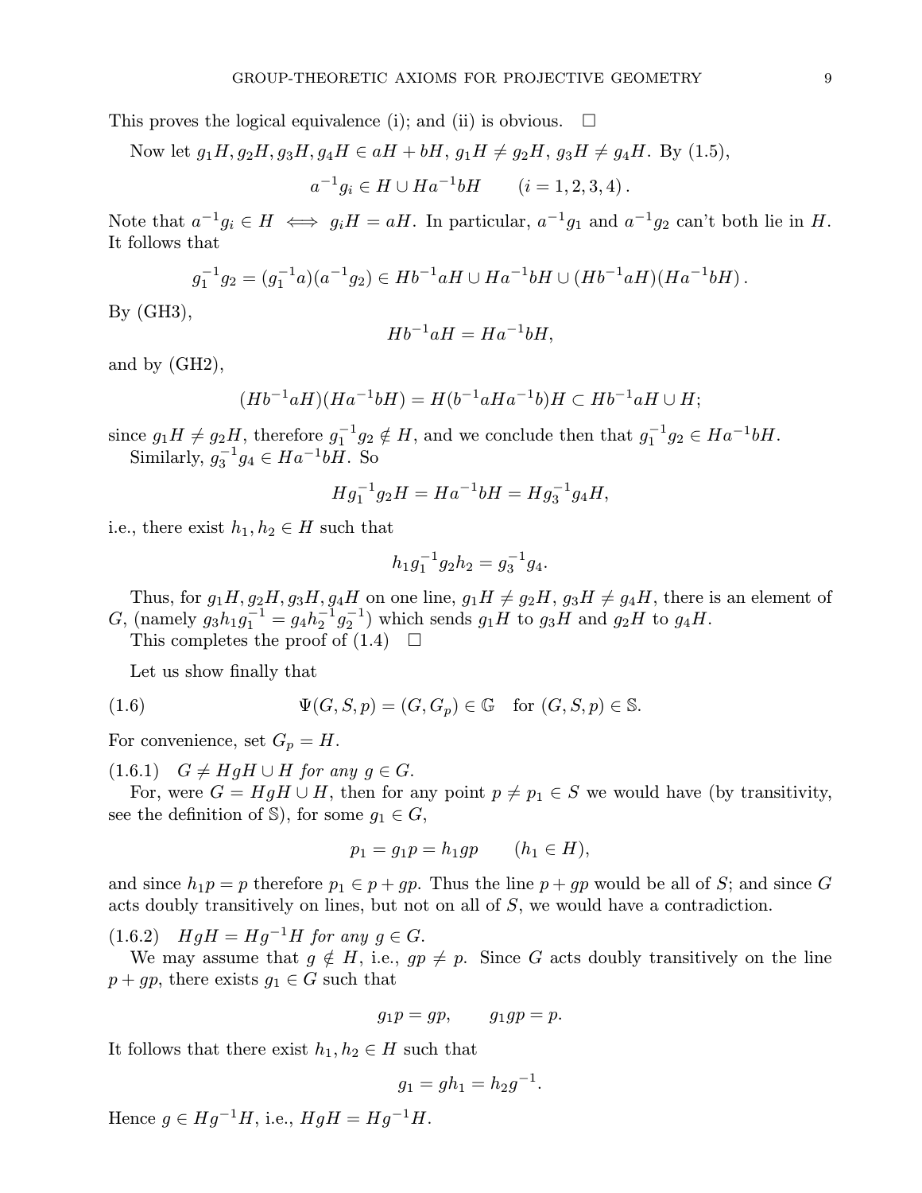This proves the logical equivalence (i); and (ii) is obvious. $\square$

Now let $g_1H, g_2H, g_3H, g_4H \in aH + bH$, $g_1H \neq g_2H$, $g_3H \neq g_4H$. By (1.5),

$$a^{-1}g_i \in H \cup Ha^{-1}bH \qquad (i = 1, 2, 3, 4)\,.$$

Note that $a^{-1}g_i \in H \iff g_iH = aH$. In particular, $a^{-1}g_1$ and $a^{-1}g_2$ can't both lie in $H$. It follows that

$$g_1^{-1}g_2 = (g_1^{-1}a)(a^{-1}g_2) \in Hb^{-1}aH \cup Ha^{-1}bH \cup (Hb^{-1}aH)(Ha^{-1}bH)\,.$$

By (GH3),

$$Hb^{-1}aH = Ha^{-1}bH,$$

and by (GH2),

$$(Hb^{-1}aH)(Ha^{-1}bH) = H(b^{-1}aHa^{-1}b)H \subset Hb^{-1}aH \cup H;$$

since $g_1H \neq g_2H$, therefore $g_1^{-1}g_2 \notin H$, and we conclude then that $g_1^{-1}g_2 \in Ha^{-1}bH$.

Similarly, $g_3^{-1}g_4 \in Ha^{-1}bH$. So

$$Hg_1^{-1}g_2H = Ha^{-1}bH = Hg_3^{-1}g_4H,$$

i.e., there exist $h_1, h_2 \in H$ such that

$$h_1g_1^{-1}g_2h_2 = g_3^{-1}g_4.$$

Thus, for $g_1H, g_2H, g_3H, g_4H$ on one line, $g_1H \neq g_2H$, $g_3H \neq g_4H$, there is an element of $G$, (namely $g_3h_1g_1^{-1} = g_4h_2^{-1}g_2^{-1}$) which sends $g_1H$ to $g_3H$ and $g_2H$ to $g_4H$.

This completes the proof of (1.4) $\square$

Let us show finally that

$$\Psi(G, S, p) = (G, G_p) \in \mathbb{G} \quad \text{for } (G, S, p) \in \mathbb{S}. \tag{1.6}$$

For convenience, set $G_p = H$.

(1.6.1) *$G \neq HgH \cup H$ for any $g \in G$.*

For, were $G = HgH \cup H$, then for any point $p \neq p_1 \in S$ we would have (by transitivity, see the definition of $\mathbb{S}$), for some $g_1 \in G$,

$$p_1 = g_1p = h_1gp \qquad (h_1 \in H),$$

and since $h_1p = p$ therefore $p_1 \in p + gp$. Thus the line $p + gp$ would be all of $S$; and since $G$ acts doubly transitively on lines, but not on all of $S$, we would have a contradiction.

(1.6.2) *$HgH = Hg^{-1}H$ for any $g \in G$.*

We may assume that $g \notin H$, i.e., $gp \neq p$. Since $G$ acts doubly transitively on the line $p + gp$, there exists $g_1 \in G$ such that

$$g_1p = gp, \qquad g_1gp = p.$$

It follows that there exist $h_1, h_2 \in H$ such that

$$g_1 = gh_1 = h_2g^{-1}.$$

Hence $g \in Hg^{-1}H$, i.e., $HgH = Hg^{-1}H$.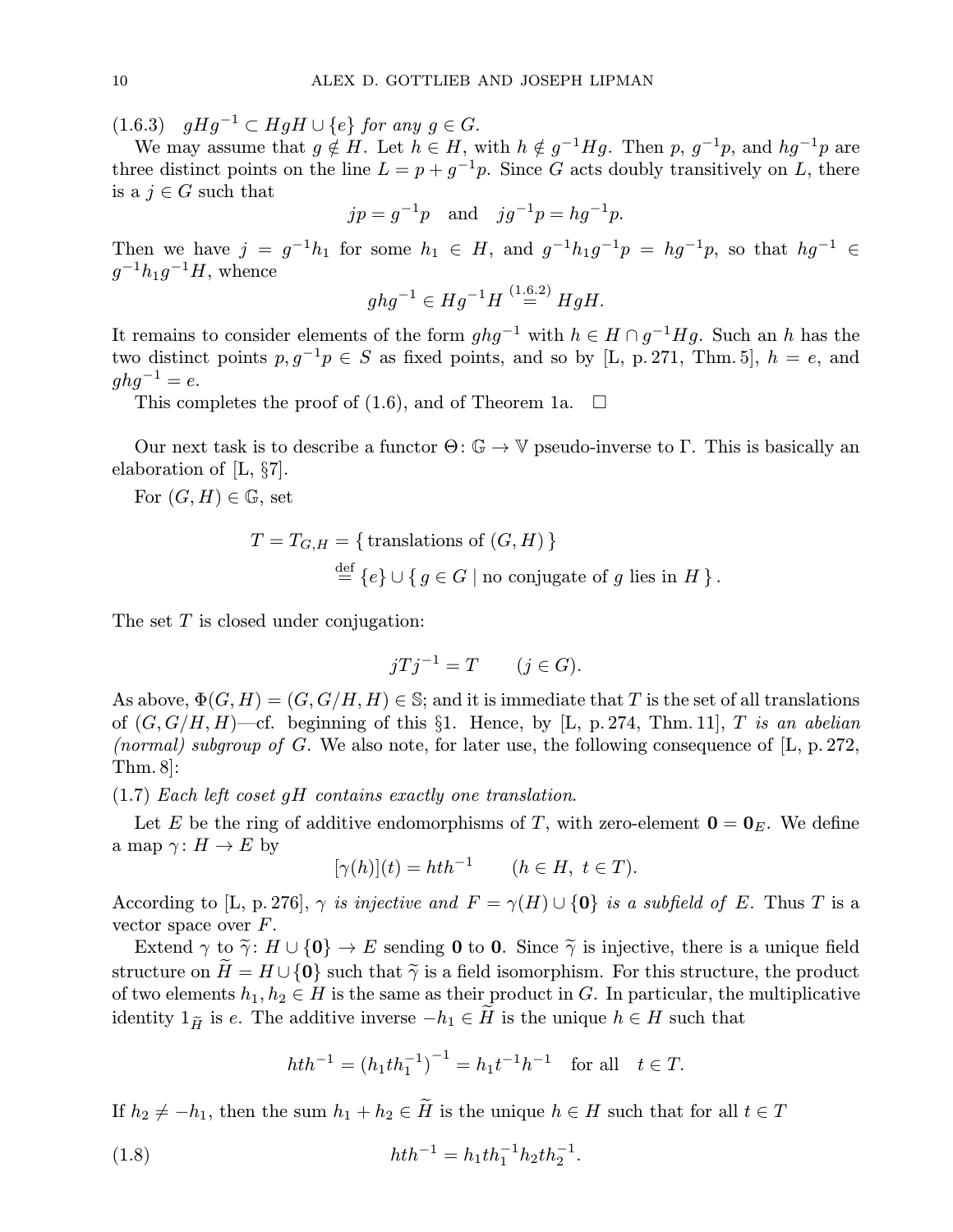(1.6.3) *$gHg^{-1} \subset HgH \cup \{e\}$ for any $g \in G$.*

We may assume that $g \notin H$. Let $h \in H$, with $h \notin g^{-1}Hg$. Then $p$, $g^{-1}p$, and $hg^{-1}p$ are three distinct points on the line $L = p + g^{-1}p$. Since $G$ acts doubly transitively on $L$, there is a $j \in G$ such that

$$jp = g^{-1}p \quad \text{and} \quad jg^{-1}p = hg^{-1}p.$$

Then we have $j = g^{-1}h_1$ for some $h_1 \in H$, and $g^{-1}h_1g^{-1}p = hg^{-1}p$, so that $hg^{-1} \in g^{-1}h_1g^{-1}H$, whence

$$ghg^{-1} \in Hg^{-1}H \overset{(1.6.2)}{=} HgH.$$

It remains to consider elements of the form $ghg^{-1}$ with $h \in H \cap g^{-1}Hg$. Such an $h$ has the two distinct points $p, g^{-1}p \in S$ as fixed points, and so by [L, p. 271, Thm. 5], $h = e$, and $ghg^{-1} = e$.

This completes the proof of (1.6), and of Theorem 1a. $\square$

Our next task is to describe a functor $\Theta \colon \mathbb{G} \to \mathbb{V}$ pseudo-inverse to $\Gamma$. This is basically an elaboration of [L, §7].

For $(G, H) \in \mathbb{G}$, set

$$\begin{aligned} T = T_{G,H} &= \{\, \text{translations of } (G, H) \,\} \\ &\overset{\text{def}}{=} \{e\} \cup \{\, g \in G \mid \text{no conjugate of } g \text{ lies in } H \,\}. \end{aligned}$$

The set $T$ is closed under conjugation:

$$jTj^{-1} = T \qquad (j \in G).$$

As above, $\Phi(G, H) = (G, G/H, H) \in \mathbb{S}$; and it is immediate that $T$ is the set of all translations of $(G, G/H, H)$—cf. beginning of this §1. Hence, by [L, p. 274, Thm. 11], *$T$ is an abelian (normal) subgroup of $G$.* We also note, for later use, the following consequence of [L, p. 272, Thm. 8]:

(1.7) *Each left coset $gH$ contains exactly one translation.*

Let $E$ be the ring of additive endomorphisms of $T$, with zero-element $\mathbf{0} = \mathbf{0}_E$. We define a map $\gamma \colon H \to E$ by

$$[\gamma(h)](t) = hth^{-1} \qquad (h \in H,\ t \in T).$$

According to [L, p. 276], *$\gamma$ is injective and $F = \gamma(H) \cup \{\mathbf{0}\}$ is a subfield of $E$.* Thus $T$ is a vector space over $F$.

Extend $\gamma$ to $\widetilde{\gamma} \colon H \cup \{\mathbf{0}\} \to E$ sending $\mathbf{0}$ to $\mathbf{0}$. Since $\widetilde{\gamma}$ is injective, there is a unique field structure on $\widetilde{H} = H \cup \{\mathbf{0}\}$ such that $\widetilde{\gamma}$ is a field isomorphism. For this structure, the product of two elements $h_1, h_2 \in H$ is the same as their product in $G$. In particular, the multiplicative identity $1_{\widetilde{H}}$ is $e$. The additive inverse $-h_1 \in \widetilde{H}$ is the unique $h \in H$ such that

$$hth^{-1} = \left(h_1th_1^{-1}\right)^{-1} = h_1t^{-1}h^{-1} \quad \text{for all} \quad t \in T.$$

If $h_2 \neq -h_1$, then the sum $h_1 + h_2 \in \widetilde{H}$ is the unique $h \in H$ such that for all $t \in T$

$$hth^{-1} = h_1th_1^{-1}h_2th_2^{-1}. \tag{1.8}$$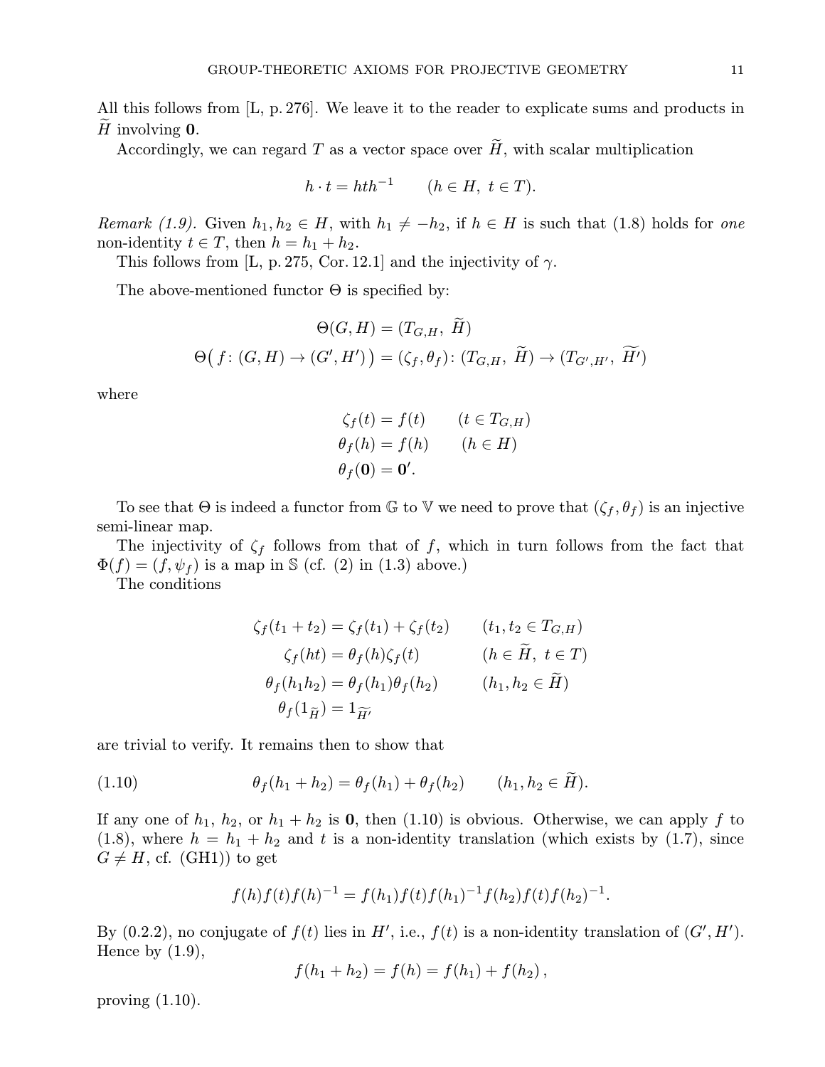All this follows from [L, p. 276]. We leave it to the reader to explicate sums and products in $\widetilde{H}$ involving $\mathbf{0}$.

Accordingly, we can regard $T$ as a vector space over $\widetilde{H}$, with scalar multiplication

$$h \cdot t = hth^{-1} \qquad (h \in H,\ t \in T).$$

*Remark (1.9).* Given $h_1, h_2 \in H$, with $h_1 \neq -h_2$, if $h \in H$ is such that (1.8) holds for *one* non-identity $t \in T$, then $h = h_1 + h_2$.

This follows from [L, p. 275, Cor. 12.1] and the injectivity of $\gamma$.

The above-mentioned functor $\Theta$ is specified by:

$$\Theta(G, H) = (T_{G,H},\ \widetilde{H})$$

$$\Theta\big(f\colon (G,H) \to (G',H')\big) = (\zeta_f, \theta_f)\colon (T_{G,H},\ \widetilde{H}) \to (T_{G',H'},\ \widetilde{H'})$$

where

$$\zeta_f(t) = f(t) \qquad (t \in T_{G,H})$$
$$\theta_f(h) = f(h) \qquad (h \in H)$$
$$\theta_f(\mathbf{0}) = \mathbf{0}'.$$

To see that $\Theta$ is indeed a functor from $\mathbb{G}$ to $\mathbb{V}$ we need to prove that $(\zeta_f, \theta_f)$ is an injective semi-linear map.

The injectivity of $\zeta_f$ follows from that of $f$, which in turn follows from the fact that $\Phi(f) = (f, \psi_f)$ is a map in $\mathbb{S}$ (cf. (2) in (1.3) above.)

The conditions

$$\zeta_f(t_1 + t_2) = \zeta_f(t_1) + \zeta_f(t_2) \qquad (t_1, t_2 \in T_{G,H})$$
$$\zeta_f(ht) = \theta_f(h)\zeta_f(t) \qquad (h \in \widetilde{H},\ t \in T)$$
$$\theta_f(h_1 h_2) = \theta_f(h_1)\theta_f(h_2) \qquad (h_1, h_2 \in \widetilde{H})$$
$$\theta_f(1_{\widetilde{H}}) = 1_{\widetilde{H'}}$$

are trivial to verify. It remains then to show that

$$\theta_f(h_1 + h_2) = \theta_f(h_1) + \theta_f(h_2) \qquad (h_1, h_2 \in \widetilde{H}). \tag{1.10}$$

If any one of $h_1$, $h_2$, or $h_1 + h_2$ is $\mathbf{0}$, then (1.10) is obvious. Otherwise, we can apply $f$ to (1.8), where $h = h_1 + h_2$ and $t$ is a non-identity translation (which exists by (1.7), since $G \neq H$, cf. (GH1)) to get

$$f(h)f(t)f(h)^{-1} = f(h_1)f(t)f(h_1)^{-1}f(h_2)f(t)f(h_2)^{-1}.$$

By (0.2.2), no conjugate of $f(t)$ lies in $H'$, i.e., $f(t)$ is a non-identity translation of $(G', H')$. Hence by (1.9),

$$f(h_1 + h_2) = f(h) = f(h_1) + f(h_2)\,,$$

proving (1.10).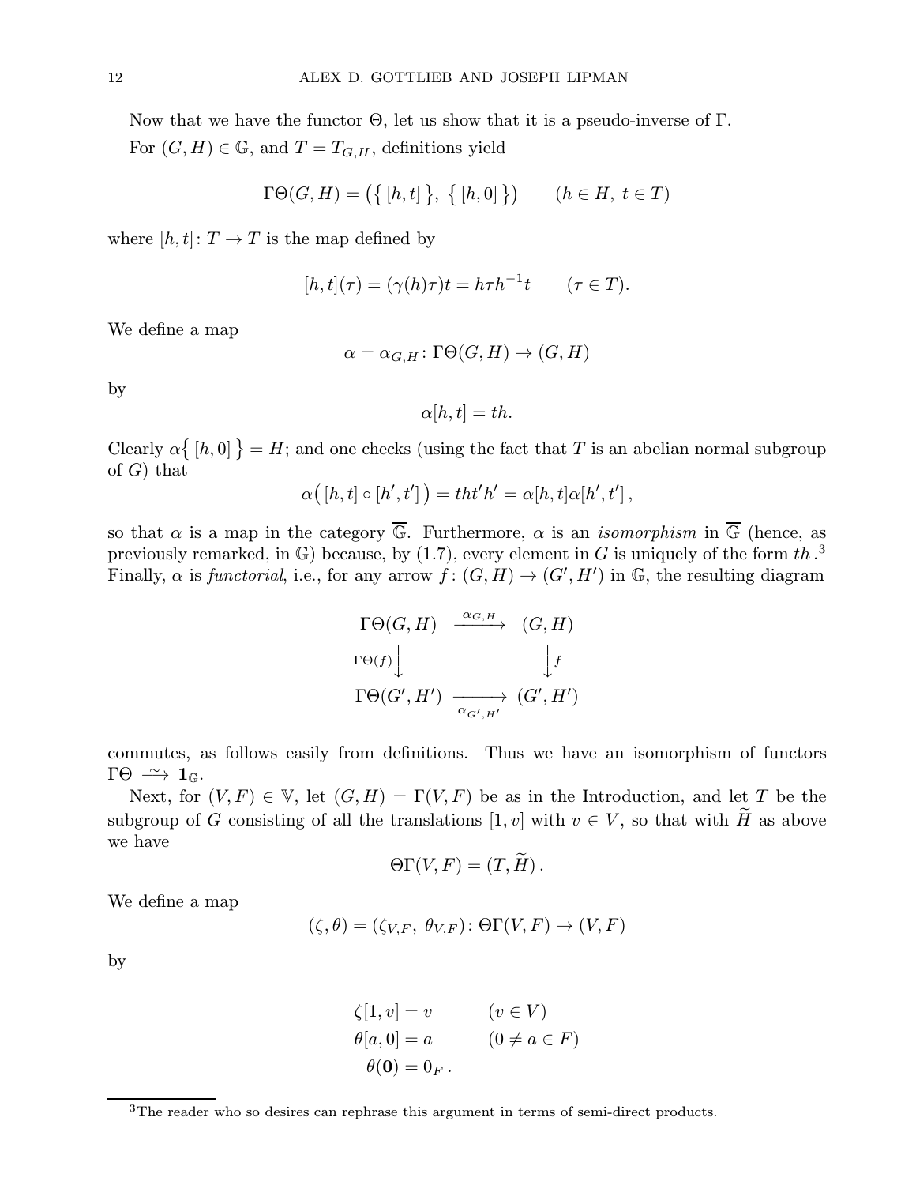Now that we have the functor $\Theta$, let us show that it is a pseudo-inverse of $\Gamma$.

For $(G,H) \in \mathbb{G}$, and $T = T_{G,H}$, definitions yield

$$\Gamma\Theta(G,H) = \big(\{\,[h,t]\,\},\ \{\,[h,0]\,\}\big) \qquad (h \in H,\ t \in T)$$

where $[h,t]\colon T \to T$ is the map defined by

$$[h,t](\tau) = (\gamma(h)\tau)t = h\tau h^{-1}t \qquad (\tau \in T).$$

We define a map

$$\alpha = \alpha_{G,H}\colon \Gamma\Theta(G,H) \to (G,H)$$

by

$$\alpha[h,t] = th.$$

Clearly $\alpha\{\,[h,0]\,\} = H$; and one checks (using the fact that $T$ is an abelian normal subgroup of $G$) that

$$\alpha\big([h,t]\circ[h',t']\big) = tht'h' = \alpha[h,t]\alpha[h',t'],$$

so that $\alpha$ is a map in the category $\overline{\mathbb{G}}$. Furthermore, $\alpha$ is an *isomorphism* in $\overline{\mathbb{G}}$ (hence, as previously remarked, in $\mathbb{G}$) because, by (1.7), every element in $G$ is uniquely of the form $th$.[3] Finally, $\alpha$ is *functorial*, i.e., for any arrow $f\colon (G,H) \to (G',H')$ in $\mathbb{G}$, the resulting diagram

$$\begin{array}{ccc}
\Gamma\Theta(G,H) & \xrightarrow{\ \alpha_{G,H}\ } & (G,H) \\
{\scriptstyle \Gamma\Theta(f)}\big\downarrow & & \big\downarrow{\scriptstyle f} \\
\Gamma\Theta(G',H') & \xrightarrow[\ \alpha_{G',H'}\ ]{} & (G',H')
\end{array}$$

commutes, as follows easily from definitions. Thus we have an isomorphism of functors $\Gamma\Theta \xrightarrow{\ \sim\ } \mathbf{1}_{\mathbb{G}}$.

Next, for $(V,F) \in \mathbb{V}$, let $(G,H) = \Gamma(V,F)$ be as in the Introduction, and let $T$ be the subgroup of $G$ consisting of all the translations $[1,v]$ with $v \in V$, so that with $\widetilde{H}$ as above we have

$$\Theta\Gamma(V,F) = (T,\widetilde{H}).$$

We define a map

$$(\zeta,\theta) = (\zeta_{V,F},\ \theta_{V,F})\colon \Theta\Gamma(V,F) \to (V,F)$$

by

$$\begin{aligned}
\zeta[1,v] &= v \qquad && (v \in V) \\
\theta[a,0] &= a \qquad && (0 \neq a \in F) \\
\theta(\mathbf{0}) &= 0_F\,.
\end{aligned}$$

[3] The reader who so desires can rephrase this argument in terms of semi-direct products.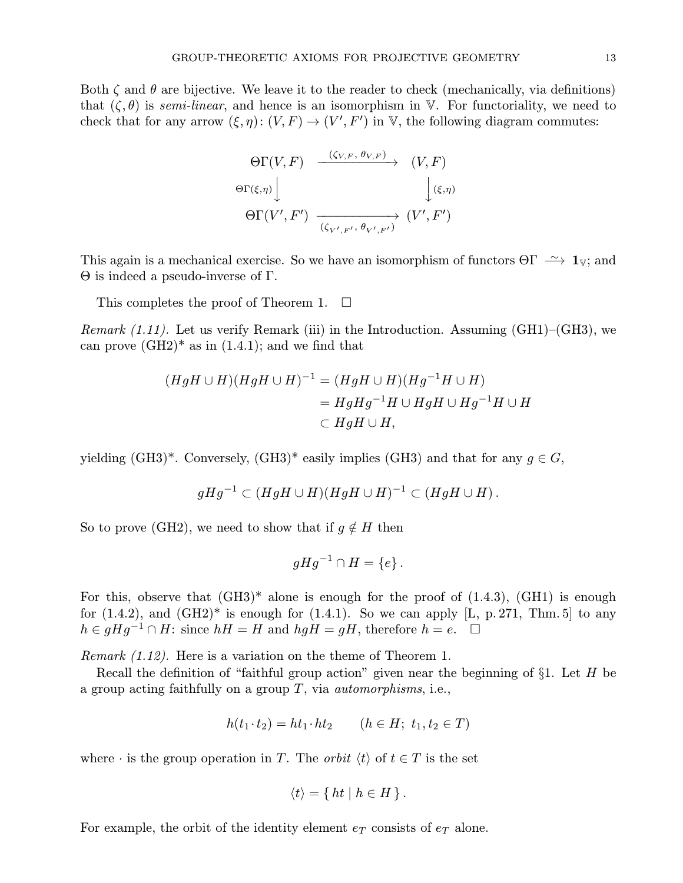Both $\zeta$ and $\theta$ are bijective. We leave it to the reader to check (mechanically, via definitions) that $(\zeta, \theta)$ is *semi-linear*, and hence is an isomorphism in $\mathbb{V}$. For functoriality, we need to check that for any arrow $(\xi, \eta)\colon (V, F) \to (V', F')$ in $\mathbb{V}$, the following diagram commutes:

$$
\begin{array}{ccc}
\Theta\Gamma(V,F) & \xrightarrow{(\zeta_{V,F},\, \theta_{V,F})} & (V,F) \\
{\scriptstyle \Theta\Gamma(\xi,\eta)}\downarrow & & \downarrow{\scriptstyle (\xi,\eta)} \\
\Theta\Gamma(V',F') & \xrightarrow[(\zeta_{V',F'},\, \theta_{V',F'})]{} & (V',F')
\end{array}
$$

This again is a mechanical exercise. So we have an isomorphism of functors $\Theta\Gamma \xrightarrow{\sim} \mathbf{1}_{\mathbb{V}}$; and $\Theta$ is indeed a pseudo-inverse of $\Gamma$.

This completes the proof of Theorem 1. $\square$

*Remark (1.11).* Let us verify Remark (iii) in the Introduction. Assuming (GH1)–(GH3), we can prove (GH2)* as in (1.4.1); and we find that

$$
\begin{aligned}
(HgH \cup H)(HgH \cup H)^{-1} &= (HgH \cup H)(Hg^{-1}H \cup H) \\
&= HgHg^{-1}H \cup HgH \cup Hg^{-1}H \cup H \\
&\subset HgH \cup H,
\end{aligned}
$$

yielding (GH3)*. Conversely, (GH3)* easily implies (GH3) and that for any $g \in G$,

$$
gHg^{-1} \subset (HgH \cup H)(HgH \cup H)^{-1} \subset (HgH \cup H)\,.
$$

So to prove (GH2), we need to show that if $g \notin H$ then

$$
gHg^{-1} \cap H = \{e\}\,.
$$

For this, observe that (GH3)* alone is enough for the proof of (1.4.3), (GH1) is enough for (1.4.2), and (GH2)* is enough for (1.4.1). So we can apply [L, p. 271, Thm. 5] to any $h \in gHg^{-1} \cap H$: since $hH = H$ and $hgH = gH$, therefore $h = e$. $\square$

*Remark (1.12).* Here is a variation on the theme of Theorem 1.

Recall the definition of "faithful group action" given near the beginning of §1. Let $H$ be a group acting faithfully on a group $T$, via *automorphisms*, i.e.,

$$
h(t_1 \cdot t_2) = ht_1 \cdot ht_2 \qquad (h \in H;\ t_1, t_2 \in T)
$$

where $\cdot$ is the group operation in $T$. The *orbit* $\langle t \rangle$ of $t \in T$ is the set

$$
\langle t \rangle = \{\, ht \mid h \in H \,\}\,.
$$

For example, the orbit of the identity element $e_T$ consists of $e_T$ alone.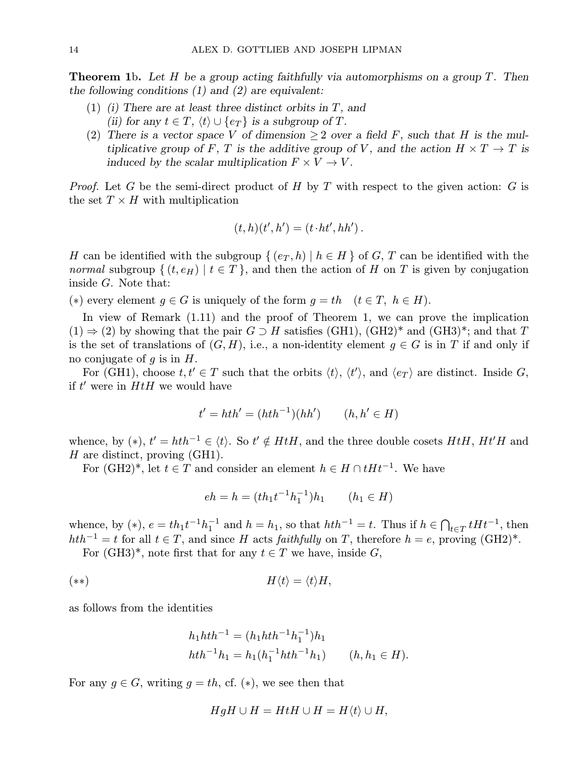**Theorem 1**b. *Let $H$ be a group acting faithfully via automorphisms on a group $T$. Then the following conditions (1) and (2) are equivalent:*

1. *(i) There are at least three distinct orbits in $T$, and*
   *(ii) for any $t \in T$, $\langle t \rangle \cup \{e_T\}$ is a subgroup of $T$.*
2. *There is a vector space $V$ of dimension $\geq 2$ over a field $F$, such that $H$ is the multiplicative group of $F$, $T$ is the additive group of $V$, and the action $H \times T \to T$ is induced by the scalar multiplication $F \times V \to V$.*

*Proof.* Let $G$ be the semi-direct product of $H$ by $T$ with respect to the given action: $G$ is the set $T \times H$ with multiplication

$$(t, h)(t', h') = (t \cdot ht', hh').$$

$H$ can be identified with the subgroup $\{ (e_T, h) \mid h \in H \}$ of $G$, $T$ can be identified with the *normal* subgroup $\{ (t, e_H) \mid t \in T \}$, and then the action of $H$ on $T$ is given by conjugation inside $G$. Note that:

$(*)$ every element $g \in G$ is uniquely of the form $g = th \quad (t \in T,\ h \in H)$.

In view of Remark (1.11) and the proof of Theorem 1, we can prove the implication $(1) \Rightarrow (2)$ by showing that the pair $G \supset H$ satisfies (GH1), (GH2)* and (GH3)*; and that $T$ is the set of translations of $(G, H)$, i.e., a non-identity element $g \in G$ is in $T$ if and only if no conjugate of $g$ is in $H$.

For (GH1), choose $t, t' \in T$ such that the orbits $\langle t \rangle$, $\langle t' \rangle$, and $\langle e_T \rangle$ are distinct. Inside $G$, if $t'$ were in $HtH$ we would have

$$t' = hth' = (hth^{-1})(hh') \qquad (h, h' \in H)$$

whence, by $(*)$, $t' = hth^{-1} \in \langle t \rangle$. So $t' \notin HtH$, and the three double cosets $HtH$, $Ht'H$ and $H$ are distinct, proving (GH1).

For (GH2)*, let $t \in T$ and consider an element $h \in H \cap tHt^{-1}$. We have

$$eh = h = (th_1t^{-1}h_1^{-1})h_1 \qquad (h_1 \in H)$$

whence, by $(*)$, $e = th_1t^{-1}h_1^{-1}$ and $h = h_1$, so that $hth^{-1} = t$. Thus if $h \in \bigcap_{t \in T} tHt^{-1}$, then $hth^{-1} = t$ for all $t \in T$, and since $H$ acts *faithfully* on $T$, therefore $h = e$, proving (GH2)*.

For (GH3)*, note first that for any $t \in T$ we have, inside $G$,

$$(**) \qquad\qquad H\langle t \rangle = \langle t \rangle H,$$

as follows from the identities

$$\begin{aligned} h_1hth^{-1} &= (h_1hth^{-1}h_1^{-1})h_1 \\ hth^{-1}h_1 &= h_1(h_1^{-1}hth^{-1}h_1) \qquad (h, h_1 \in H). \end{aligned}$$

For any $g \in G$, writing $g = th$, cf. $(*)$, we see then that

$$HgH \cup H = HtH \cup H = H\langle t \rangle \cup H,$$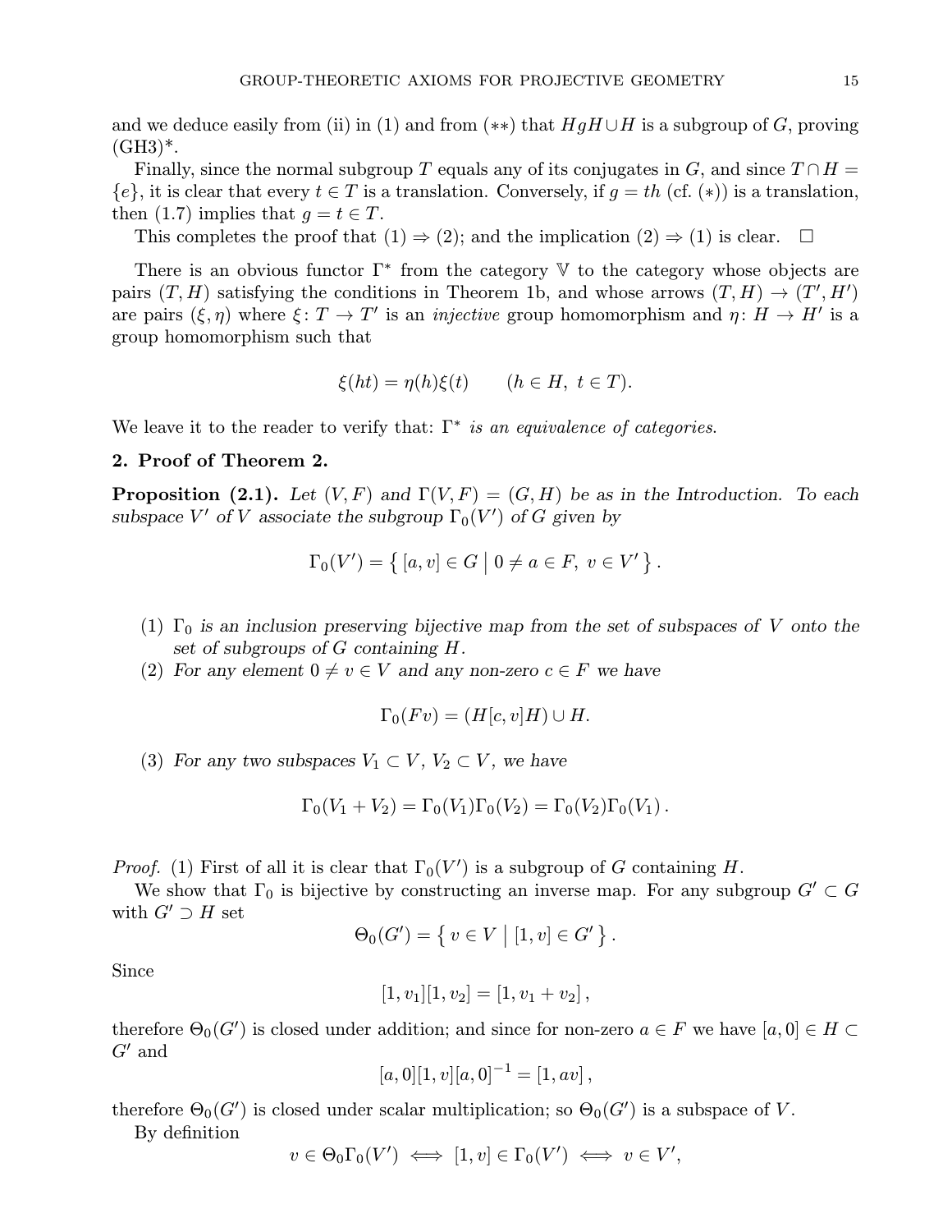and we deduce easily from (ii) in (1) and from (∗∗) that $HgH \cup H$ is a subgroup of $G$, proving (GH3)*.

Finally, since the normal subgroup $T$ equals any of its conjugates in $G$, and since $T \cap H = \{e\}$, it is clear that every $t \in T$ is a translation. Conversely, if $g = th$ (cf. (∗)) is a translation, then (1.7) implies that $g = t \in T$.

This completes the proof that (1) ⇒ (2); and the implication (2) ⇒ (1) is clear. □

There is an obvious functor $\Gamma^*$ from the category $\mathbb{V}$ to the category whose objects are pairs $(T, H)$ satisfying the conditions in Theorem 1b, and whose arrows $(T, H) \to (T', H')$ are pairs $(\xi, \eta)$ where $\xi\colon T \to T'$ is an *injective* group homomorphism and $\eta\colon H \to H'$ is a group homomorphism such that

$$\xi(ht) = \eta(h)\xi(t) \qquad (h \in H,\ t \in T).$$

We leave it to the reader to verify that: *$\Gamma^*$ is an equivalence of categories.*

## 2. Proof of Theorem 2.

**Proposition (2.1).** *Let $(V, F)$ and $\Gamma(V, F) = (G, H)$ be as in the Introduction. To each subspace $V'$ of $V$ associate the subgroup $\Gamma_0(V')$ of $G$ given by*

$$\Gamma_0(V') = \left\{\, [a, v] \in G \;\middle|\; 0 \neq a \in F,\ v \in V' \,\right\}.$$

1. *$\Gamma_0$ is an inclusion preserving bijective map from the set of subspaces of $V$ onto the set of subgroups of $G$ containing $H$.*
2. *For any element $0 \neq v \in V$ and any non-zero $c \in F$ we have*

$$\Gamma_0(Fv) = (H[c, v]H) \cup H.$$

3. *For any two subspaces $V_1 \subset V$, $V_2 \subset V$, we have*

$$\Gamma_0(V_1 + V_2) = \Gamma_0(V_1)\Gamma_0(V_2) = \Gamma_0(V_2)\Gamma_0(V_1)\,.$$

*Proof.* (1) First of all it is clear that $\Gamma_0(V')$ is a subgroup of $G$ containing $H$.

We show that $\Gamma_0$ is bijective by constructing an inverse map. For any subgroup $G' \subset G$ with $G' \supset H$ set

$$\Theta_0(G') = \left\{\, v \in V \;\middle|\; [1, v] \in G' \,\right\}.$$

Since

$$[1, v_1][1, v_2] = [1, v_1 + v_2]\,,$$

therefore $\Theta_0(G')$ is closed under addition; and since for non-zero $a \in F$ we have $[a, 0] \in H \subset G'$ and

$$[a, 0][1, v][a, 0]^{-1} = [1, av]\,,$$

therefore $\Theta_0(G')$ is closed under scalar multiplication; so $\Theta_0(G')$ is a subspace of $V$.

By definition

$$v \in \Theta_0\Gamma_0(V') \iff [1, v] \in \Gamma_0(V') \iff v \in V',$$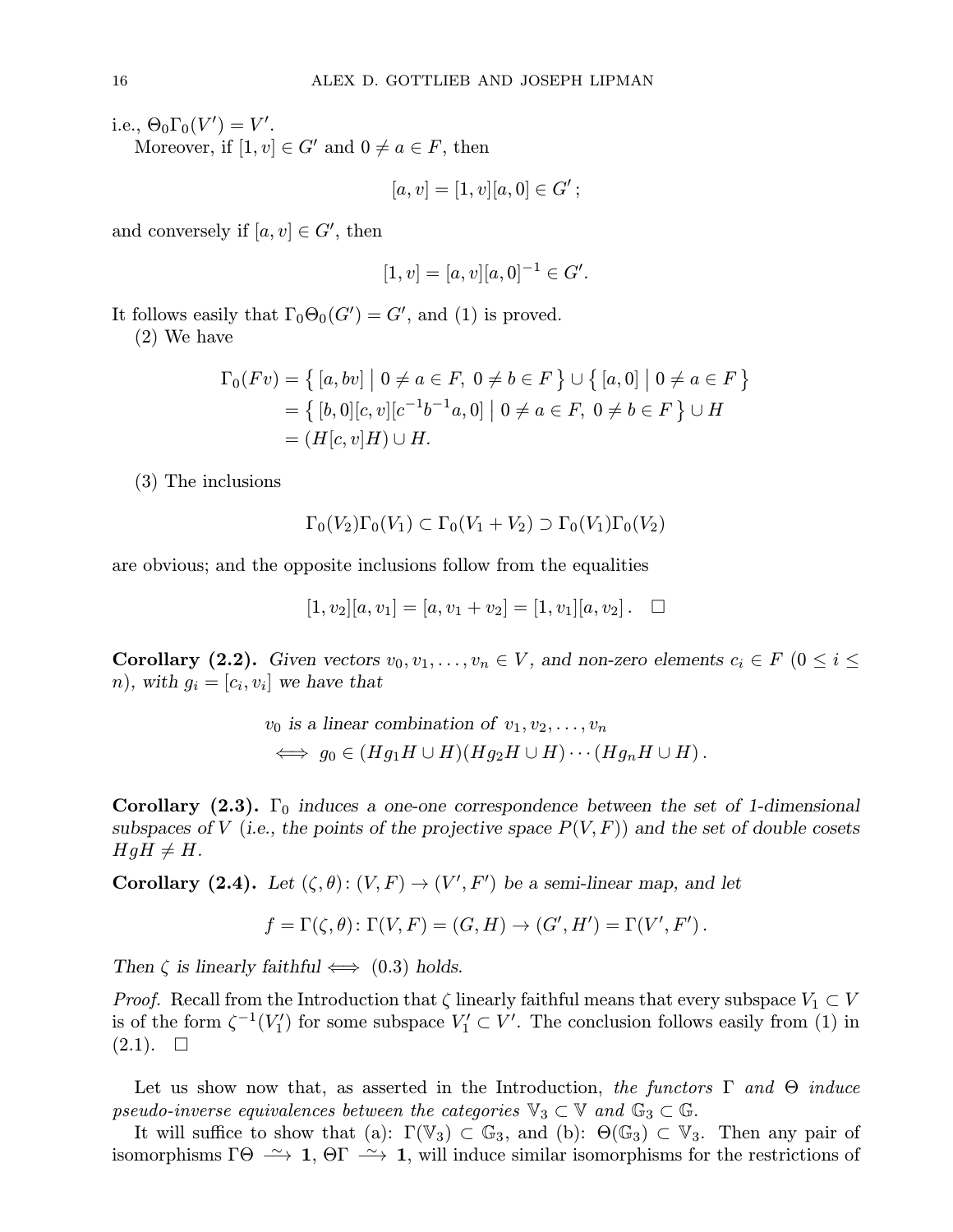i.e., $\Theta_0\Gamma_0(V') = V'$.

Moreover, if $[1, v] \in G'$ and $0 \neq a \in F$, then

$$[a, v] = [1, v][a, 0] \in G'\,;$$

and conversely if $[a, v] \in G'$, then

$$[1, v] = [a, v][a, 0]^{-1} \in G'.$$

It follows easily that $\Gamma_0\Theta_0(G') = G'$, and (1) is proved.

(2) We have

$$\begin{aligned}
\Gamma_0(Fv) &= \big\{\, [a, bv] \;\big|\; 0 \neq a \in F,\ 0 \neq b \in F \,\big\} \cup \big\{\, [a, 0] \;\big|\; 0 \neq a \in F \,\big\} \\
&= \big\{\, [b, 0][c, v][c^{-1}b^{-1}a, 0] \;\big|\; 0 \neq a \in F,\ 0 \neq b \in F \,\big\} \cup H \\
&= (H[c, v]H) \cup H.
\end{aligned}$$

(3) The inclusions

$$\Gamma_0(V_2)\Gamma_0(V_1) \subset \Gamma_0(V_1 + V_2) \supset \Gamma_0(V_1)\Gamma_0(V_2)$$

are obvious; and the opposite inclusions follow from the equalities

$$[1, v_2][a, v_1] = [a, v_1 + v_2] = [1, v_1][a, v_2]\,. \quad \square$$

**Corollary (2.2).** *Given vectors $v_0, v_1, \dots, v_n \in V$, and non-zero elements $c_i \in F$ $(0 \leq i \leq n)$, with $g_i = [c_i, v_i]$ we have that*

$$\begin{aligned}
&v_0 \text{ is a linear combination of } v_1, v_2, \dots, v_n \\
&\iff g_0 \in (Hg_1H \cup H)(Hg_2H \cup H)\cdots(Hg_nH \cup H)\,.
\end{aligned}$$

**Corollary (2.3).** *$\Gamma_0$ induces a one-one correspondence between the set of 1-dimensional subspaces of $V$ (i.e., the points of the projective space $P(V, F)$) and the set of double cosets $HgH \neq H$.*

**Corollary (2.4).** *Let $(\zeta, \theta)\colon (V, F) \to (V', F')$ be a semi-linear map, and let*

$$f = \Gamma(\zeta, \theta)\colon \Gamma(V, F) = (G, H) \to (G', H') = \Gamma(V', F')\,.$$

*Then $\zeta$ is linearly faithful $\iff$ (0.3) holds.*

*Proof.* Recall from the Introduction that $\zeta$ linearly faithful means that every subspace $V_1 \subset V$ is of the form $\zeta^{-1}(V_1')$ for some subspace $V_1' \subset V'$. The conclusion follows easily from (1) in (2.1). $\square$

Let us show now that, as asserted in the Introduction, *the functors $\Gamma$ and $\Theta$ induce pseudo-inverse equivalences between the categories $\mathbb{V}_3 \subset \mathbb{V}$ and $\mathbb{G}_3 \subset \mathbb{G}$.*

It will suffice to show that (a): $\Gamma(\mathbb{V}_3) \subset \mathbb{G}_3$, and (b): $\Theta(\mathbb{G}_3) \subset \mathbb{V}_3$. Then any pair of isomorphisms $\Gamma\Theta \xrightarrow{\sim} \mathbf{1}$, $\Theta\Gamma \xrightarrow{\sim} \mathbf{1}$, will induce similar isomorphisms for the restrictions of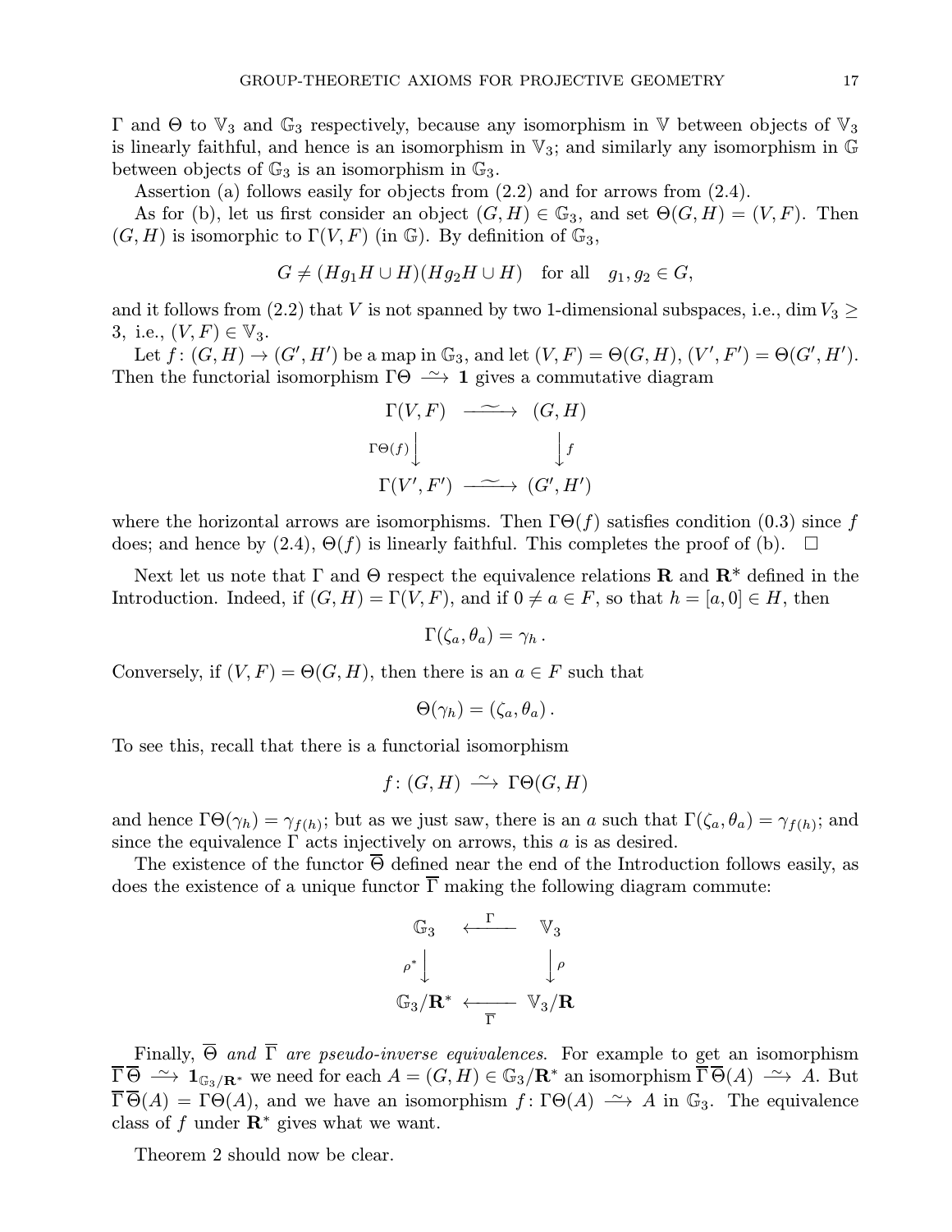$\Gamma$ and $\Theta$ to $\mathbb{V}_3$ and $\mathbb{G}_3$ respectively, because any isomorphism in $\mathbb{V}$ between objects of $\mathbb{V}_3$ is linearly faithful, and hence is an isomorphism in $\mathbb{V}_3$; and similarly any isomorphism in $\mathbb{G}$ between objects of $\mathbb{G}_3$ is an isomorphism in $\mathbb{G}_3$.

Assertion (a) follows easily for objects from (2.2) and for arrows from (2.4).

As for (b), let us first consider an object $(G, H) \in \mathbb{G}_3$, and set $\Theta(G, H) = (V, F)$. Then $(G, H)$ is isomorphic to $\Gamma(V, F)$ (in $\mathbb{G}$). By definition of $\mathbb{G}_3$,

$$G \neq (Hg_1H \cup H)(Hg_2H \cup H) \quad \text{for all} \quad g_1, g_2 \in G,$$

and it follows from (2.2) that $V$ is not spanned by two 1-dimensional subspaces, i.e., $\dim V_3 \geq 3$, i.e., $(V, F) \in \mathbb{V}_3$.

Let $f : (G, H) \to (G', H')$ be a map in $\mathbb{G}_3$, and let $(V, F) = \Theta(G, H)$, $(V', F') = \Theta(G', H')$. Then the functorial isomorphism $\Gamma\Theta \xrightarrow{\sim} \mathbf{1}$ gives a commutative diagram

$$\begin{array}{ccc}
\Gamma(V, F) & \xrightarrow{\sim} & (G, H) \\
{\scriptstyle \Gamma\Theta(f)} \downarrow & & \downarrow {\scriptstyle f} \\
\Gamma(V', F') & \xrightarrow{\sim} & (G', H')
\end{array}$$

where the horizontal arrows are isomorphisms. Then $\Gamma\Theta(f)$ satisfies condition (0.3) since $f$ does; and hence by (2.4), $\Theta(f)$ is linearly faithful. This completes the proof of (b). $\square$

Next let us note that $\Gamma$ and $\Theta$ respect the equivalence relations $\mathbf{R}$ and $\mathbf{R}^*$ defined in the Introduction. Indeed, if $(G, H) = \Gamma(V, F)$, and if $0 \neq a \in F$, so that $h = [a, 0] \in H$, then

$$\Gamma(\zeta_a, \theta_a) = \gamma_h\,.$$

Conversely, if $(V, F) = \Theta(G, H)$, then there is an $a \in F$ such that

$$\Theta(\gamma_h) = (\zeta_a, \theta_a)\,.$$

To see this, recall that there is a functorial isomorphism

$$f : (G, H) \xrightarrow{\sim} \Gamma\Theta(G, H)$$

and hence $\Gamma\Theta(\gamma_h) = \gamma_{f(h)}$; but as we just saw, there is an $a$ such that $\Gamma(\zeta_a, \theta_a) = \gamma_{f(h)}$; and since the equivalence $\Gamma$ acts injectively on arrows, this $a$ is as desired.

The existence of the functor $\overline{\Theta}$ defined near the end of the Introduction follows easily, as does the existence of a unique functor $\overline{\Gamma}$ making the following diagram commute:

$$\begin{array}{ccc}
\mathbb{G}_3 & \xleftarrow{\ \Gamma\ } & \mathbb{V}_3 \\
{\scriptstyle \rho^*} \downarrow & & \downarrow {\scriptstyle \rho} \\
\mathbb{G}_3/\mathbf{R}^* & \xleftarrow[\ \overline{\Gamma}\ ]{} & \mathbb{V}_3/\mathbf{R}
\end{array}$$

Finally, $\overline{\Theta}$ *and* $\overline{\Gamma}$ *are pseudo-inverse equivalences.* For example to get an isomorphism $\overline{\Gamma}\,\overline{\Theta} \xrightarrow{\sim} \mathbf{1}_{\mathbb{G}_3/\mathbf{R}^*}$ we need for each $A = (G, H) \in \mathbb{G}_3/\mathbf{R}^*$ an isomorphism $\overline{\Gamma}\,\overline{\Theta}(A) \xrightarrow{\sim} A$. But $\overline{\Gamma}\,\overline{\Theta}(A) = \Gamma\Theta(A)$, and we have an isomorphism $f : \Gamma\Theta(A) \xrightarrow{\sim} A$ in $\mathbb{G}_3$. The equivalence class of $f$ under $\mathbf{R}^*$ gives what we want.

Theorem 2 should now be clear.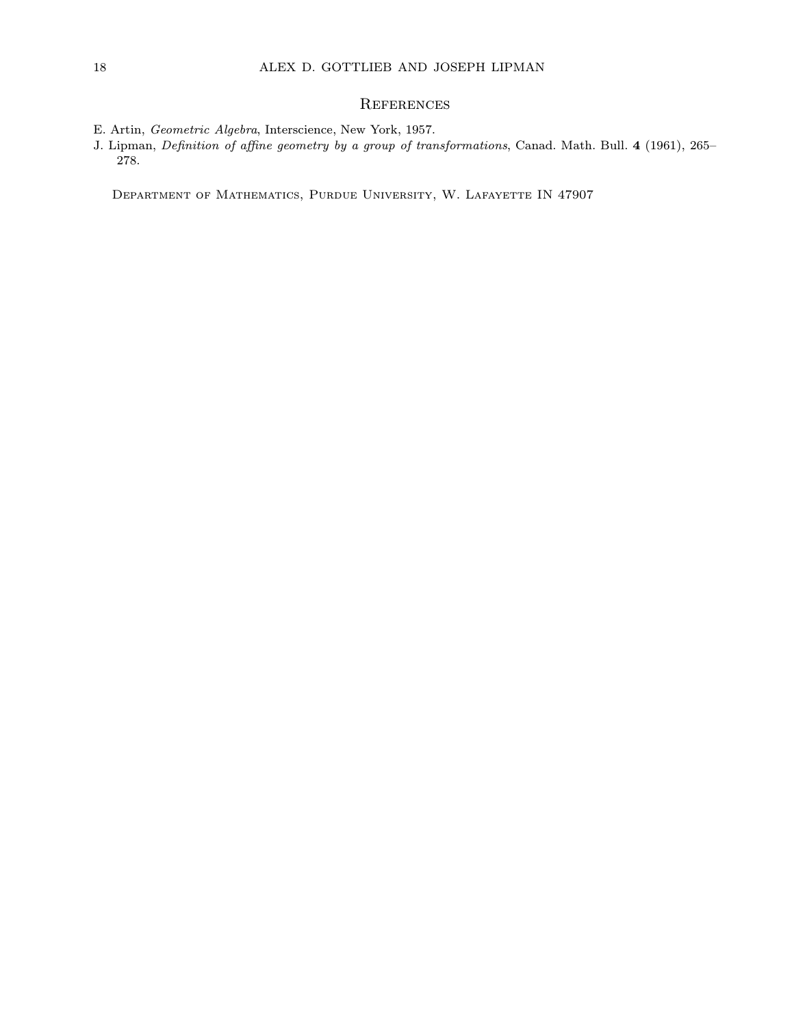## References

E. Artin, *Geometric Algebra*, Interscience, New York, 1957.

J. Lipman, *Definition of affine geometry by a group of transformations*, Canad. Math. Bull. **4** (1961), 265–278.

Department of Mathematics, Purdue University, W. Lafayette IN 47907